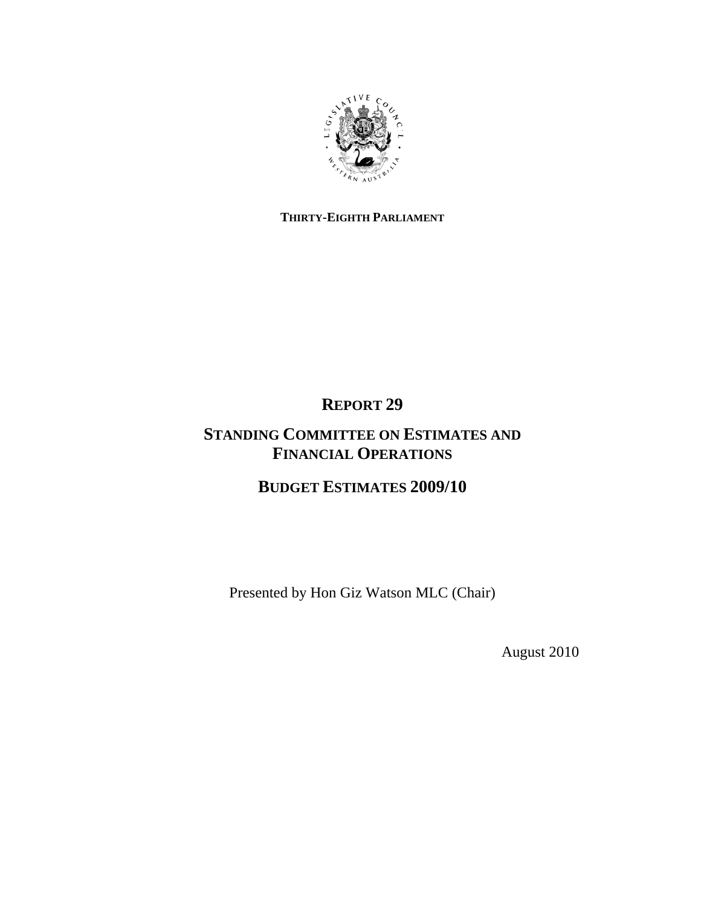**THIRTY-EIGHTH PARLIAMENT**

# REPORT 29

## STANDING COMMITTEE ON ESTIMATES AND FINANCIAL OPERATIONS

## BUDGET ESTIMATES 2009/10

Presented by Hon Giz Watson MLC (Chair)

August 2010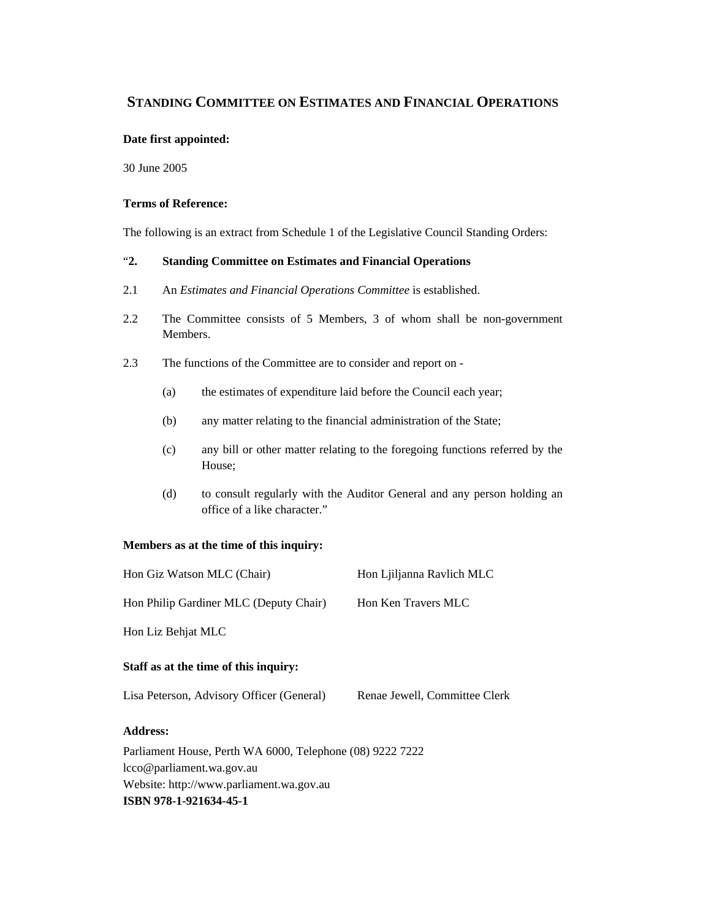# STANDING COMMITTEE ON ESTIMATES AND FINANCIAL OPERATIONS

**Date first appointed:**

30 June 2005

**Terms of Reference:**

The following is an extract from Schedule 1 of the Legislative Council Standing Orders:

"**2. Standing Committee on Estimates and Financial Operations**

2.1 An *Estimates and Financial Operations Committee* is established.

2.2 The Committee consists of 5 Members, 3 of whom shall be non-government Members.

2.3 The functions of the Committee are to consider and report on -

(a) the estimates of expenditure laid before the Council each year;

(b) any matter relating to the financial administration of the State;

(c) any bill or other matter relating to the foregoing functions referred by the House;

(d) to consult regularly with the Auditor General and any person holding an office of a like character."

**Members as at the time of this inquiry:**

Hon Giz Watson MLC (Chair)

Hon Ljiljanna Ravlich MLC

Hon Philip Gardiner MLC (Deputy Chair)

Hon Ken Travers MLC

Hon Liz Behjat MLC

**Staff as at the time of this inquiry:**

Lisa Peterson, Advisory Officer (General)

Renae Jewell, Committee Clerk

**Address:**

Parliament House, Perth WA 6000, Telephone (08) 9222 7222
lcco@parliament.wa.gov.au
Website: http://www.parliament.wa.gov.au
**ISBN 978-1-921634-45-1**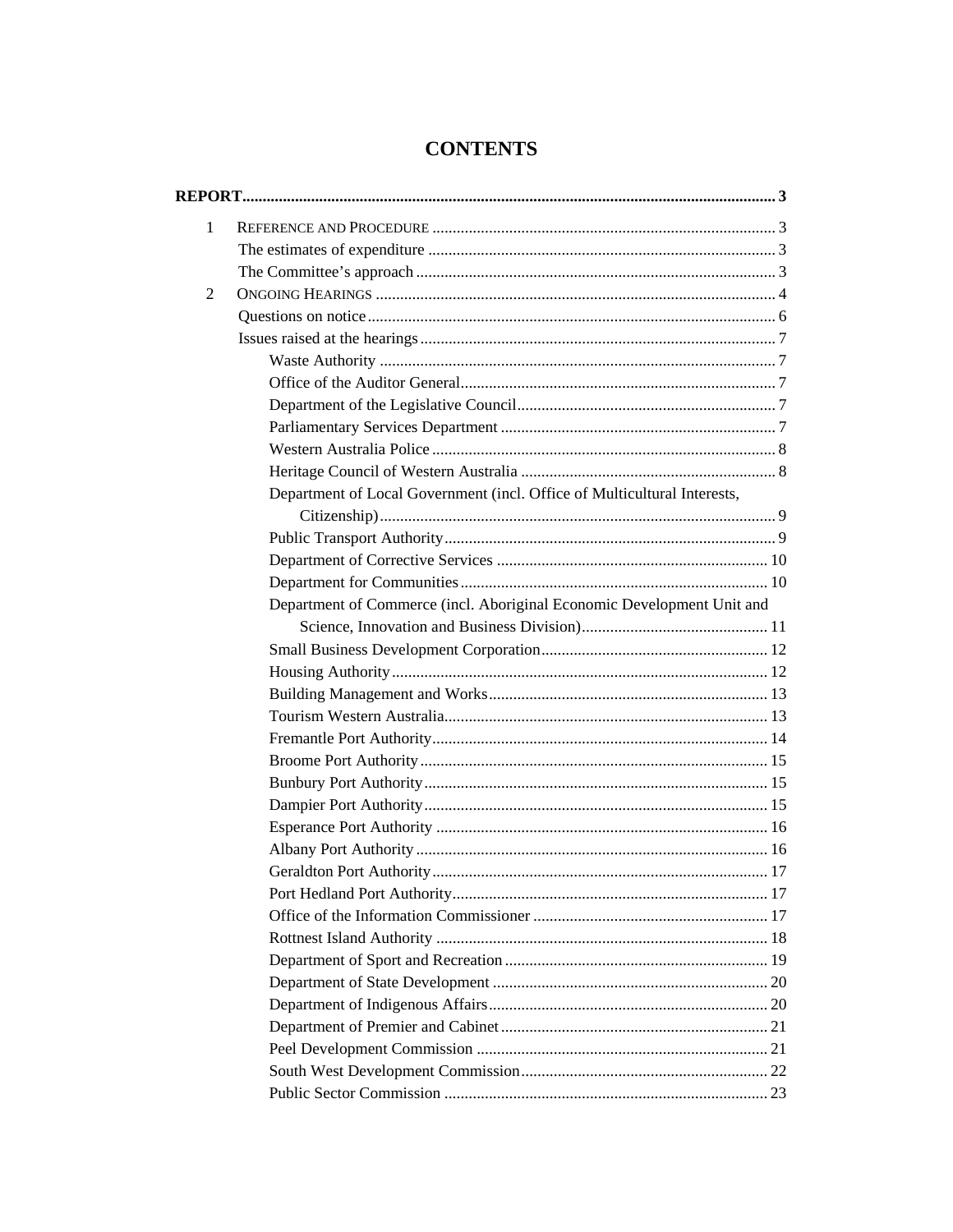# CONTENTS

**REPORT** ..... 3

1 REFERENCE AND PROCEDURE ..... 3

- The estimates of expenditure ..... 3
- The Committee's approach ..... 3

2 ONGOING HEARINGS ..... 4

- Questions on notice ..... 6
- Issues raised at the hearings ..... 7
  - Waste Authority ..... 7
  - Office of the Auditor General ..... 7
  - Department of the Legislative Council ..... 7
  - Parliamentary Services Department ..... 7
  - Western Australia Police ..... 8
  - Heritage Council of Western Australia ..... 8
  - Department of Local Government (incl. Office of Multicultural Interests, Citizenship) ..... 9
  - Public Transport Authority ..... 9
  - Department of Corrective Services ..... 10
  - Department for Communities ..... 10
  - Department of Commerce (incl. Aboriginal Economic Development Unit and Science, Innovation and Business Division) ..... 11
  - Small Business Development Corporation ..... 12
  - Housing Authority ..... 12
  - Building Management and Works ..... 13
  - Tourism Western Australia ..... 13
  - Fremantle Port Authority ..... 14
  - Broome Port Authority ..... 15
  - Bunbury Port Authority ..... 15
  - Dampier Port Authority ..... 15
  - Esperance Port Authority ..... 16
  - Albany Port Authority ..... 16
  - Geraldton Port Authority ..... 17
  - Port Hedland Port Authority ..... 17
  - Office of the Information Commissioner ..... 17
  - Rottnest Island Authority ..... 18
  - Department of Sport and Recreation ..... 19
  - Department of State Development ..... 20
  - Department of Indigenous Affairs ..... 20
  - Department of Premier and Cabinet ..... 21
  - Peel Development Commission ..... 21
  - South West Development Commission ..... 22
  - Public Sector Commission ..... 23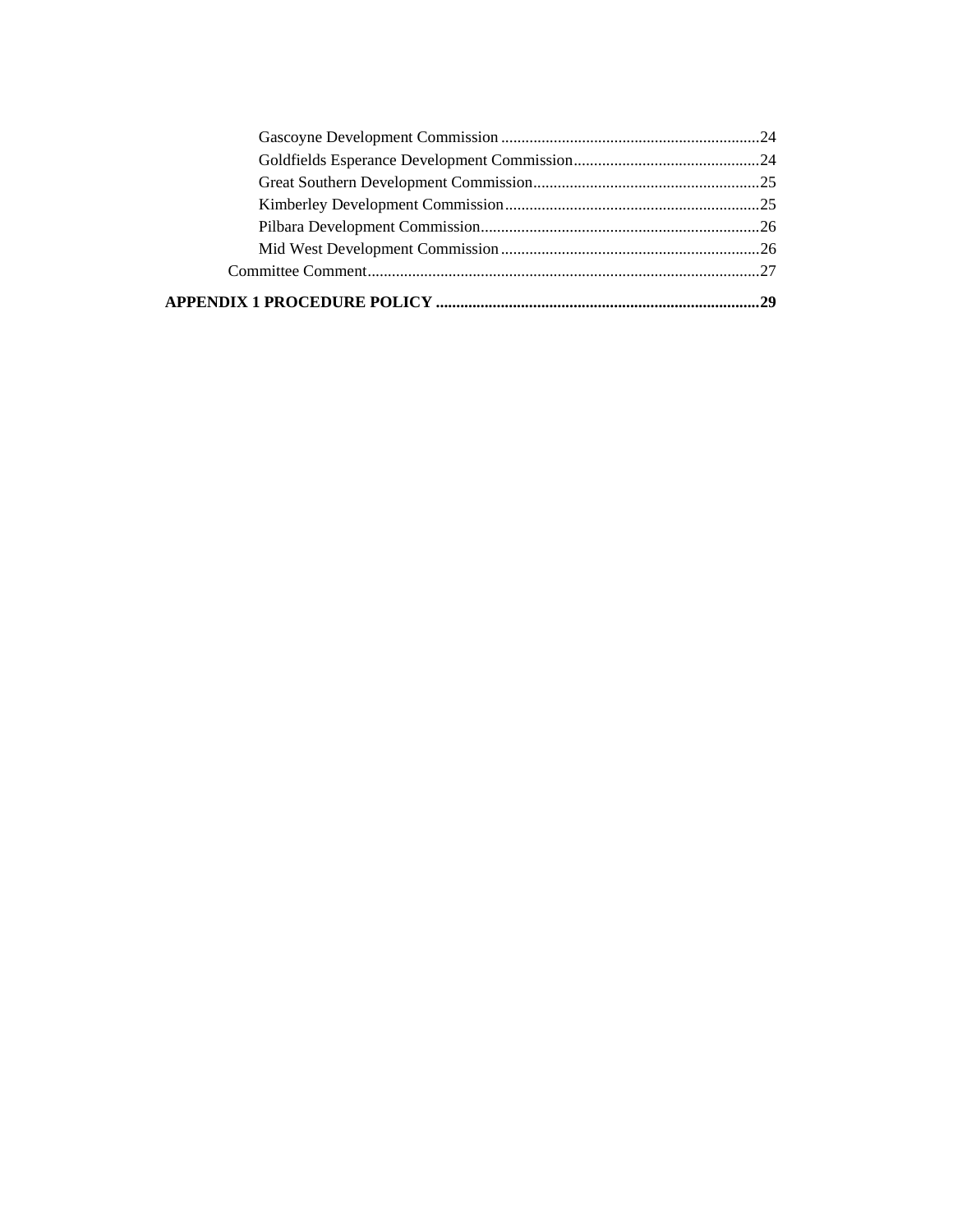Gascoyne Development Commission ................................................................24
Goldfields Esperance Development Commission..............................................24
Great Southern Development Commission........................................................25
Kimberley Development Commission...............................................................25
Pilbara Development Commission.....................................................................26
Mid West Development Commission................................................................26
Committee Comment..................................................................................................27

**APPENDIX 1 PROCEDURE POLICY ...............................................................................29**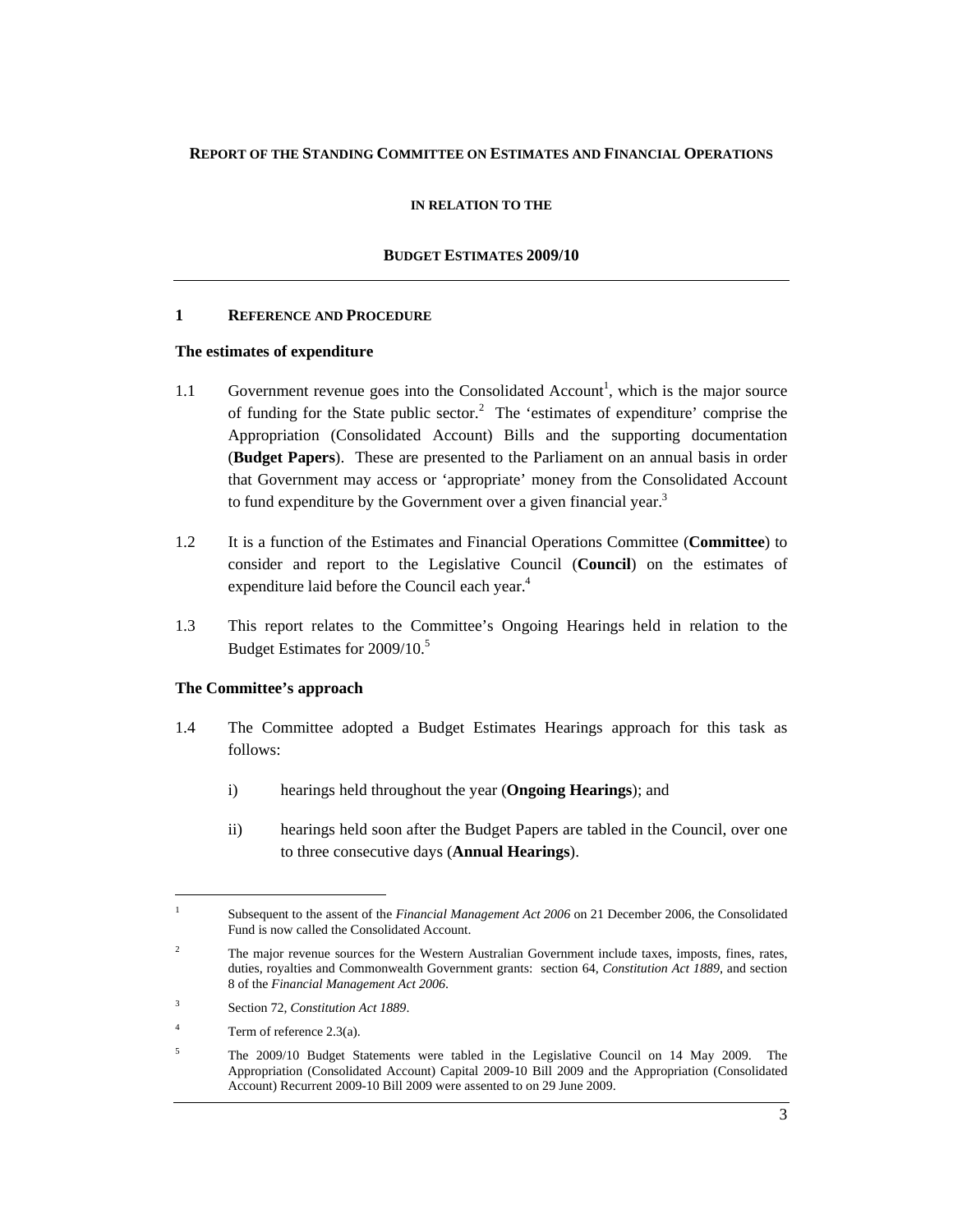**REPORT OF THE STANDING COMMITTEE ON ESTIMATES AND FINANCIAL OPERATIONS**

**IN RELATION TO THE**

**BUDGET ESTIMATES 2009/10**

---

## 1 REFERENCE AND PROCEDURE

### The estimates of expenditure

1.1 Government revenue goes into the Consolidated Account[1], which is the major source of funding for the State public sector.[2] The 'estimates of expenditure' comprise the Appropriation (Consolidated Account) Bills and the supporting documentation (**Budget Papers**). These are presented to the Parliament on an annual basis in order that Government may access or 'appropriate' money from the Consolidated Account to fund expenditure by the Government over a given financial year.[3]

1.2 It is a function of the Estimates and Financial Operations Committee (**Committee**) to consider and report to the Legislative Council (**Council**) on the estimates of expenditure laid before the Council each year.[4]

1.3 This report relates to the Committee's Ongoing Hearings held in relation to the Budget Estimates for 2009/10.[5]

### The Committee's approach

1.4 The Committee adopted a Budget Estimates Hearings approach for this task as follows:

i) hearings held throughout the year (**Ongoing Hearings**); and

ii) hearings held soon after the Budget Papers are tabled in the Council, over one to three consecutive days (**Annual Hearings**).

---

1 Subsequent to the assent of the *Financial Management Act 2006* on 21 December 2006, the Consolidated Fund is now called the Consolidated Account.

2 The major revenue sources for the Western Australian Government include taxes, imposts, fines, rates, duties, royalties and Commonwealth Government grants: section 64, *Constitution Act 1889*, and section 8 of the *Financial Management Act 2006*.

3 Section 72, *Constitution Act 1889*.

4 Term of reference 2.3(a).

5 The 2009/10 Budget Statements were tabled in the Legislative Council on 14 May 2009. The Appropriation (Consolidated Account) Capital 2009-10 Bill 2009 and the Appropriation (Consolidated Account) Recurrent 2009-10 Bill 2009 were assented to on 29 June 2009.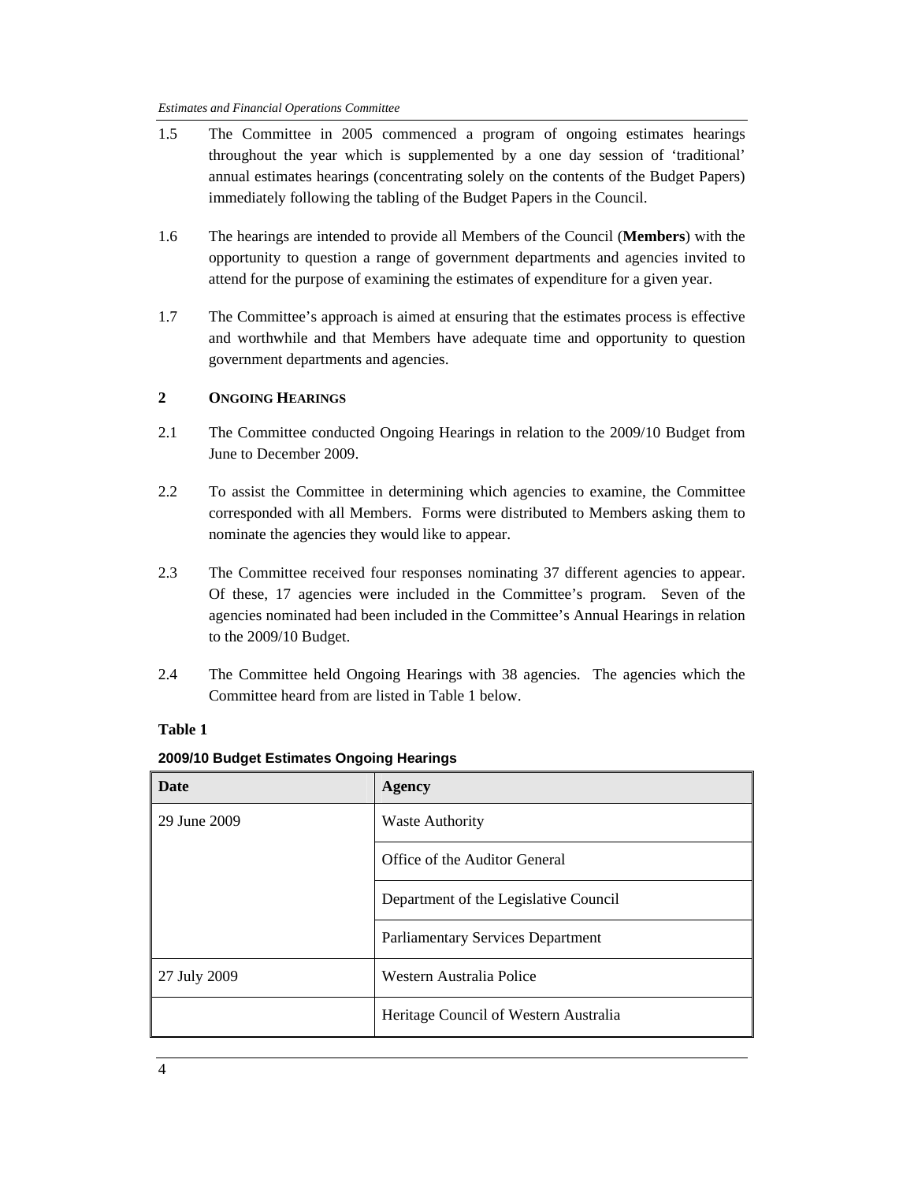1.5 The Committee in 2005 commenced a program of ongoing estimates hearings throughout the year which is supplemented by a one day session of 'traditional' annual estimates hearings (concentrating solely on the contents of the Budget Papers) immediately following the tabling of the Budget Papers in the Council.

1.6 The hearings are intended to provide all Members of the Council (**Members**) with the opportunity to question a range of government departments and agencies invited to attend for the purpose of examining the estimates of expenditure for a given year.

1.7 The Committee's approach is aimed at ensuring that the estimates process is effective and worthwhile and that Members have adequate time and opportunity to question government departments and agencies.

## 2 ONGOING HEARINGS

2.1 The Committee conducted Ongoing Hearings in relation to the 2009/10 Budget from June to December 2009.

2.2 To assist the Committee in determining which agencies to examine, the Committee corresponded with all Members. Forms were distributed to Members asking them to nominate the agencies they would like to appear.

2.3 The Committee received four responses nominating 37 different agencies to appear. Of these, 17 agencies were included in the Committee's program. Seven of the agencies nominated had been included in the Committee's Annual Hearings in relation to the 2009/10 Budget.

2.4 The Committee held Ongoing Hearings with 38 agencies. The agencies which the Committee heard from are listed in Table 1 below.

**Table 1**

**2009/10 Budget Estimates Ongoing Hearings**

| Date | Agency |
|---|---|
| 29 June 2009 | Waste Authority |
| | Office of the Auditor General |
| | Department of the Legislative Council |
| | Parliamentary Services Department |
| 27 July 2009 | Western Australia Police |
| | Heritage Council of Western Australia |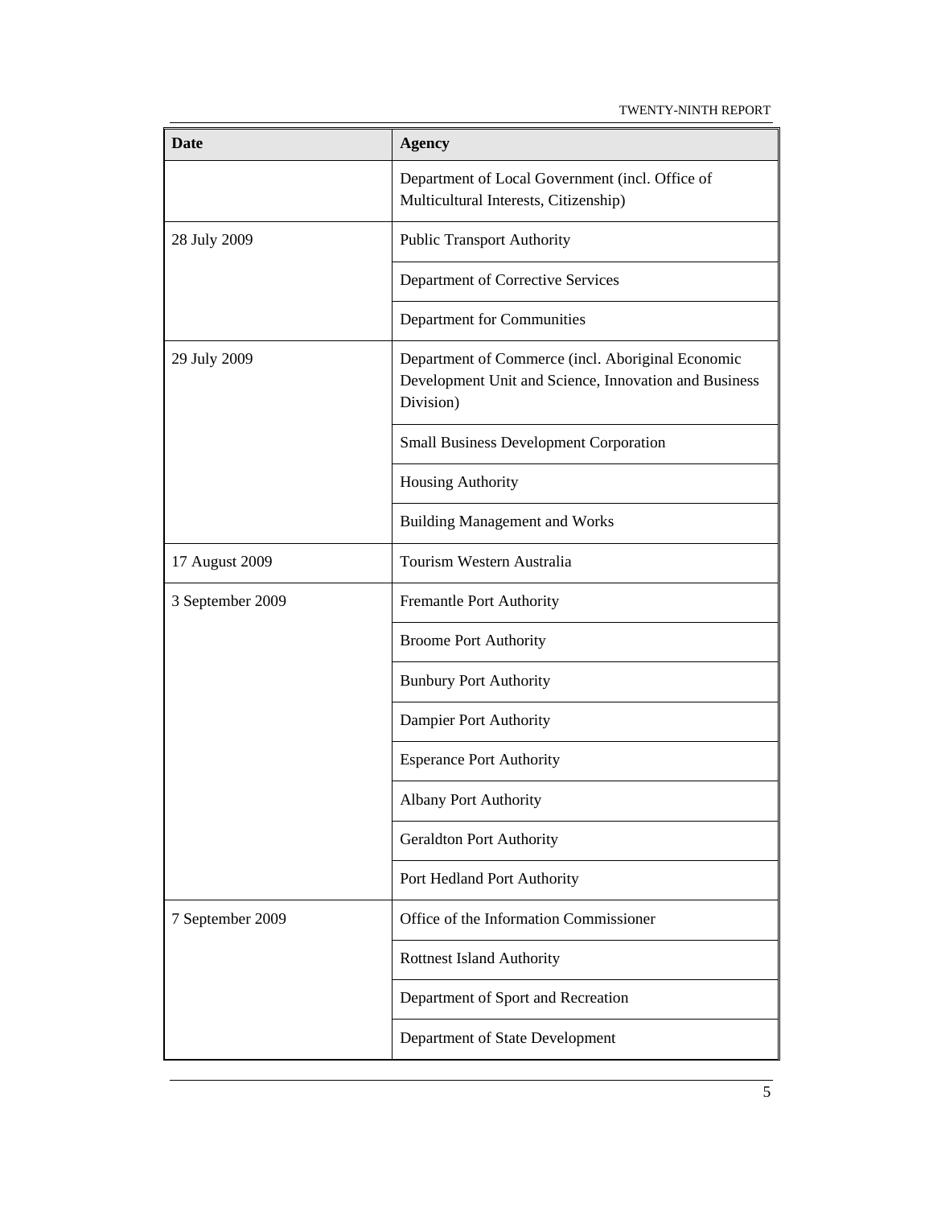| Date | Agency |
| --- | --- |
| | Department of Local Government (incl. Office of Multicultural Interests, Citizenship) |
| 28 July 2009 | Public Transport Authority |
| | Department of Corrective Services |
| | Department for Communities |
| 29 July 2009 | Department of Commerce (incl. Aboriginal Economic Development Unit and Science, Innovation and Business Division) |
| | Small Business Development Corporation |
| | Housing Authority |
| | Building Management and Works |
| 17 August 2009 | Tourism Western Australia |
| 3 September 2009 | Fremantle Port Authority |
| | Broome Port Authority |
| | Bunbury Port Authority |
| | Dampier Port Authority |
| | Esperance Port Authority |
| | Albany Port Authority |
| | Geraldton Port Authority |
| | Port Hedland Port Authority |
| 7 September 2009 | Office of the Information Commissioner |
| | Rottnest Island Authority |
| | Department of Sport and Recreation |
| | Department of State Development |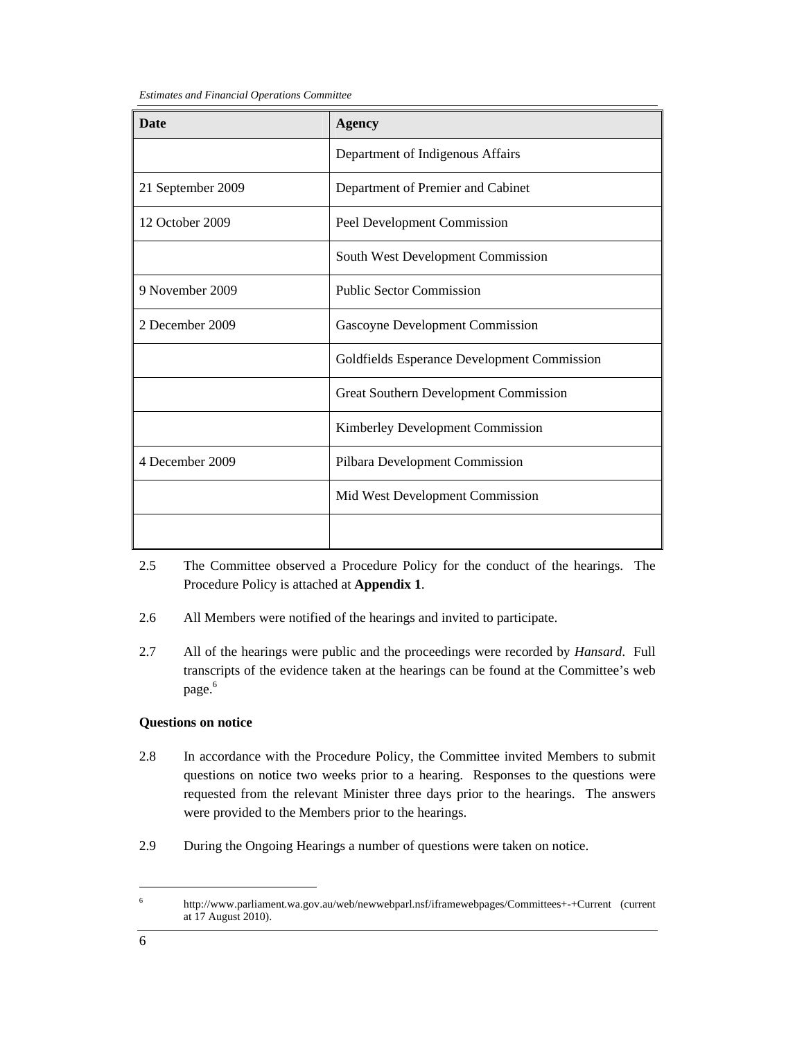| Date | Agency |
| --- | --- |
| | Department of Indigenous Affairs |
| 21 September 2009 | Department of Premier and Cabinet |
| 12 October 2009 | Peel Development Commission |
| | South West Development Commission |
| 9 November 2009 | Public Sector Commission |
| 2 December 2009 | Gascoyne Development Commission |
| | Goldfields Esperance Development Commission |
| | Great Southern Development Commission |
| | Kimberley Development Commission |
| 4 December 2009 | Pilbara Development Commission |
| | Mid West Development Commission |
| | |

2.5 The Committee observed a Procedure Policy for the conduct of the hearings. The Procedure Policy is attached at **Appendix 1**.

2.6 All Members were notified of the hearings and invited to participate.

2.7 All of the hearings were public and the proceedings were recorded by *Hansard*. Full transcripts of the evidence taken at the hearings can be found at the Committee's web page.[6]

**Questions on notice**

2.8 In accordance with the Procedure Policy, the Committee invited Members to submit questions on notice two weeks prior to a hearing. Responses to the questions were requested from the relevant Minister three days prior to the hearings. The answers were provided to the Members prior to the hearings.

2.9 During the Ongoing Hearings a number of questions were taken on notice.

---

[6] http://www.parliament.wa.gov.au/web/newwebparl.nsf/iframewebpages/Committees+-+Current (current at 17 August 2010).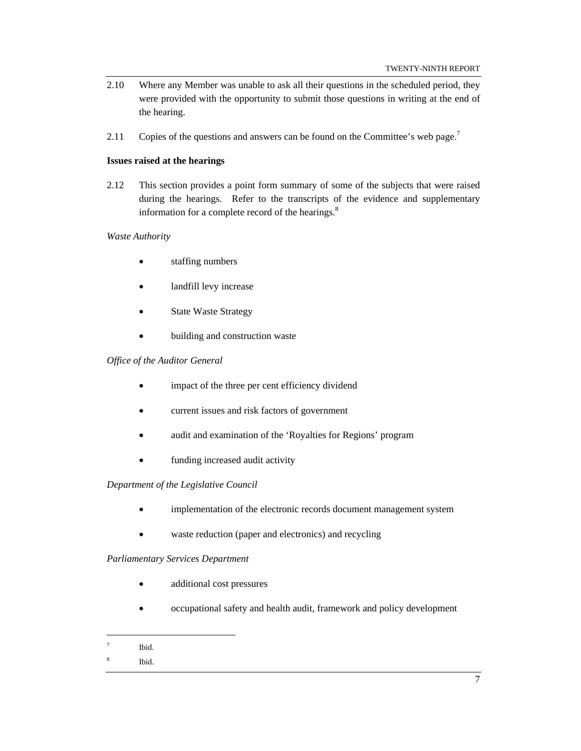2.10 Where any Member was unable to ask all their questions in the scheduled period, they were provided with the opportunity to submit those questions in writing at the end of the hearing.

2.11 Copies of the questions and answers can be found on the Committee's web page.[7]

**Issues raised at the hearings**

2.12 This section provides a point form summary of some of the subjects that were raised during the hearings. Refer to the transcripts of the evidence and supplementary information for a complete record of the hearings.[8]

*Waste Authority*

- staffing numbers
- landfill levy increase
- State Waste Strategy
- building and construction waste

*Office of the Auditor General*

- impact of the three per cent efficiency dividend
- current issues and risk factors of government
- audit and examination of the 'Royalties for Regions' program
- funding increased audit activity

*Department of the Legislative Council*

- implementation of the electronic records document management system
- waste reduction (paper and electronics) and recycling

*Parliamentary Services Department*

- additional cost pressures
- occupational safety and health audit, framework and policy development

---

[7] Ibid.

[8] Ibid.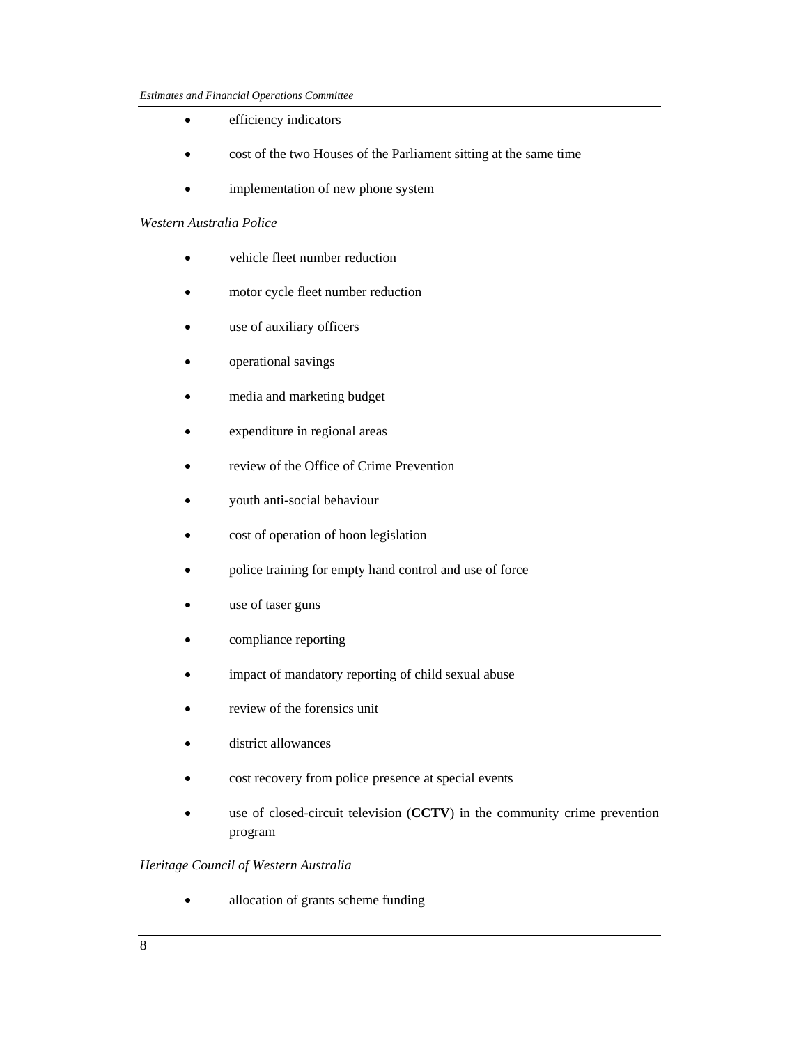- efficiency indicators
- cost of the two Houses of the Parliament sitting at the same time
- implementation of new phone system

*Western Australia Police*

- vehicle fleet number reduction
- motor cycle fleet number reduction
- use of auxiliary officers
- operational savings
- media and marketing budget
- expenditure in regional areas
- review of the Office of Crime Prevention
- youth anti-social behaviour
- cost of operation of hoon legislation
- police training for empty hand control and use of force
- use of taser guns
- compliance reporting
- impact of mandatory reporting of child sexual abuse
- review of the forensics unit
- district allowances
- cost recovery from police presence at special events
- use of closed-circuit television (**CCTV**) in the community crime prevention program

*Heritage Council of Western Australia*

- allocation of grants scheme funding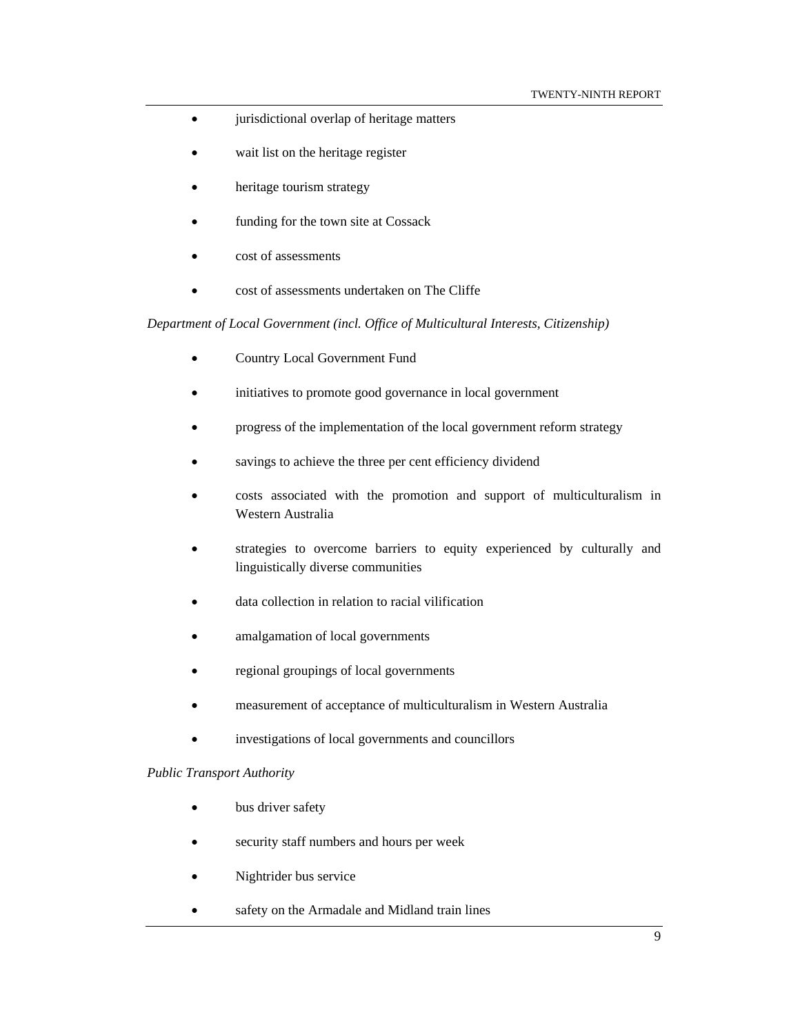- jurisdictional overlap of heritage matters
- wait list on the heritage register
- heritage tourism strategy
- funding for the town site at Cossack
- cost of assessments
- cost of assessments undertaken on The Cliffe

*Department of Local Government (incl. Office of Multicultural Interests, Citizenship)*

- Country Local Government Fund
- initiatives to promote good governance in local government
- progress of the implementation of the local government reform strategy
- savings to achieve the three per cent efficiency dividend
- costs associated with the promotion and support of multiculturalism in Western Australia
- strategies to overcome barriers to equity experienced by culturally and linguistically diverse communities
- data collection in relation to racial vilification
- amalgamation of local governments
- regional groupings of local governments
- measurement of acceptance of multiculturalism in Western Australia
- investigations of local governments and councillors

*Public Transport Authority*

- bus driver safety
- security staff numbers and hours per week
- Nightrider bus service
- safety on the Armadale and Midland train lines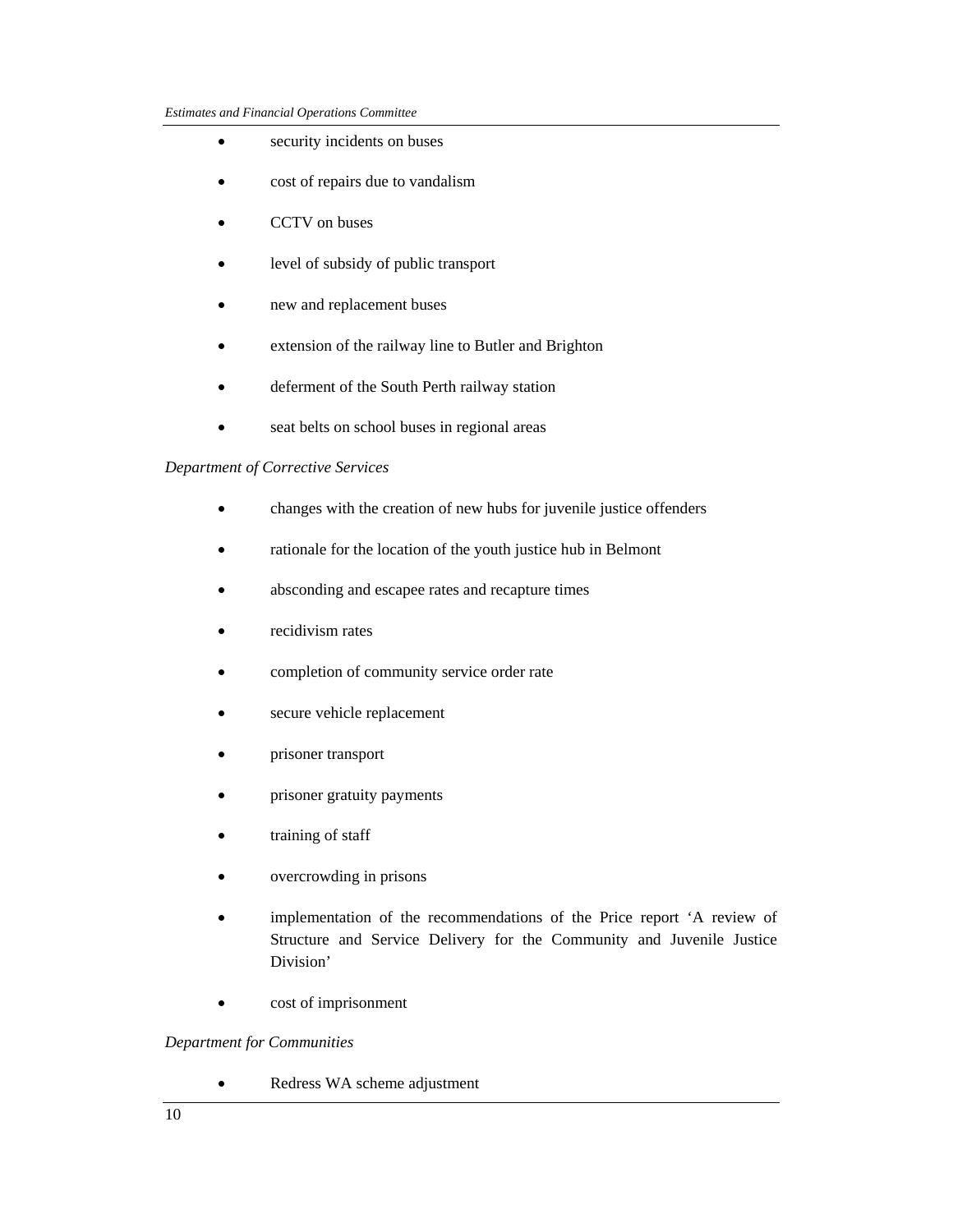- security incidents on buses
- cost of repairs due to vandalism
- CCTV on buses
- level of subsidy of public transport
- new and replacement buses
- extension of the railway line to Butler and Brighton
- deferment of the South Perth railway station
- seat belts on school buses in regional areas

*Department of Corrective Services*

- changes with the creation of new hubs for juvenile justice offenders
- rationale for the location of the youth justice hub in Belmont
- absconding and escapee rates and recapture times
- recidivism rates
- completion of community service order rate
- secure vehicle replacement
- prisoner transport
- prisoner gratuity payments
- training of staff
- overcrowding in prisons
- implementation of the recommendations of the Price report 'A review of Structure and Service Delivery for the Community and Juvenile Justice Division'
- cost of imprisonment

*Department for Communities*

- Redress WA scheme adjustment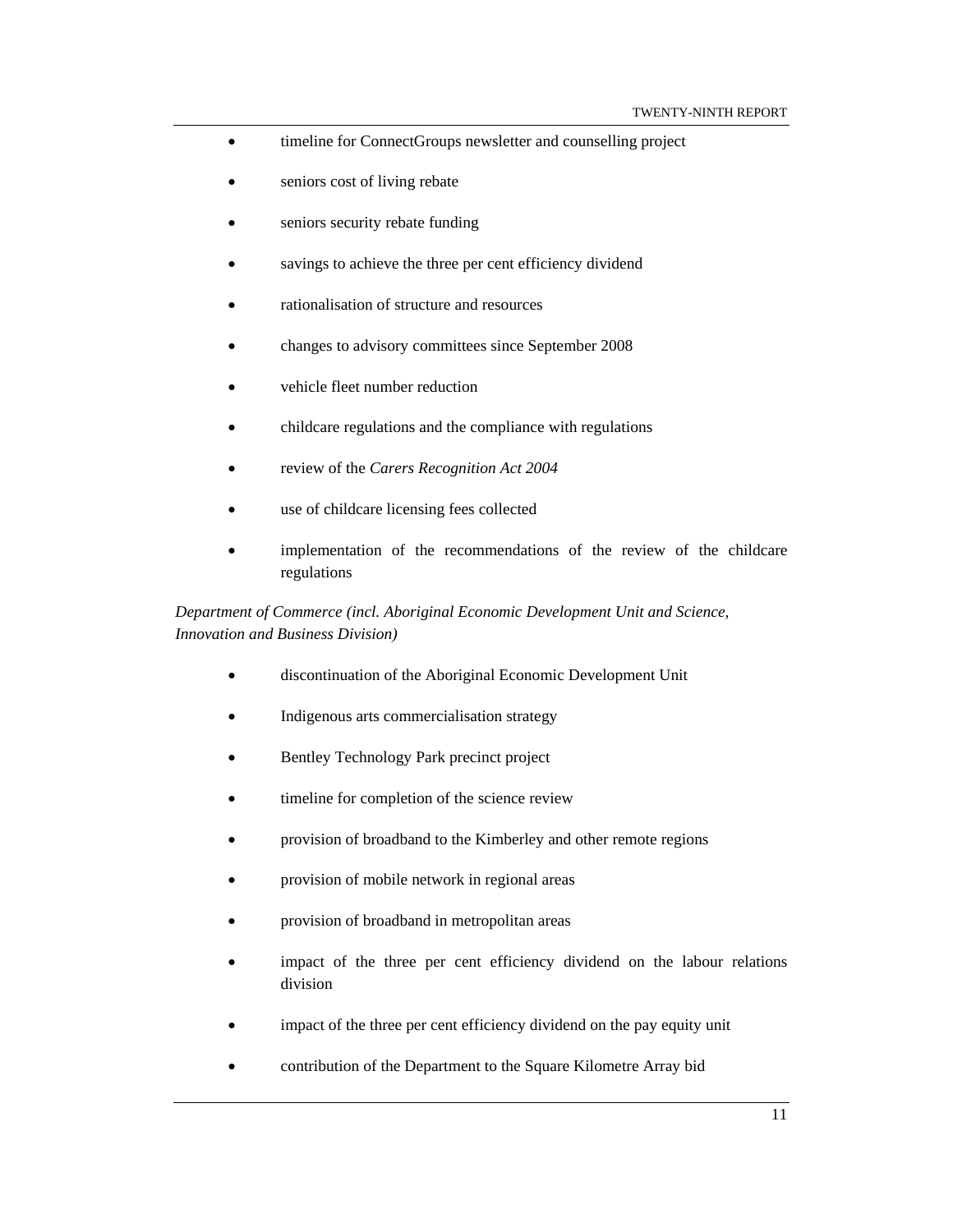- timeline for ConnectGroups newsletter and counselling project
- seniors cost of living rebate
- seniors security rebate funding
- savings to achieve the three per cent efficiency dividend
- rationalisation of structure and resources
- changes to advisory committees since September 2008
- vehicle fleet number reduction
- childcare regulations and the compliance with regulations
- review of the *Carers Recognition Act 2004*
- use of childcare licensing fees collected
- implementation of the recommendations of the review of the childcare regulations

*Department of Commerce (incl. Aboriginal Economic Development Unit and Science, Innovation and Business Division)*

- discontinuation of the Aboriginal Economic Development Unit
- Indigenous arts commercialisation strategy
- Bentley Technology Park precinct project
- timeline for completion of the science review
- provision of broadband to the Kimberley and other remote regions
- provision of mobile network in regional areas
- provision of broadband in metropolitan areas
- impact of the three per cent efficiency dividend on the labour relations division
- impact of the three per cent efficiency dividend on the pay equity unit
- contribution of the Department to the Square Kilometre Array bid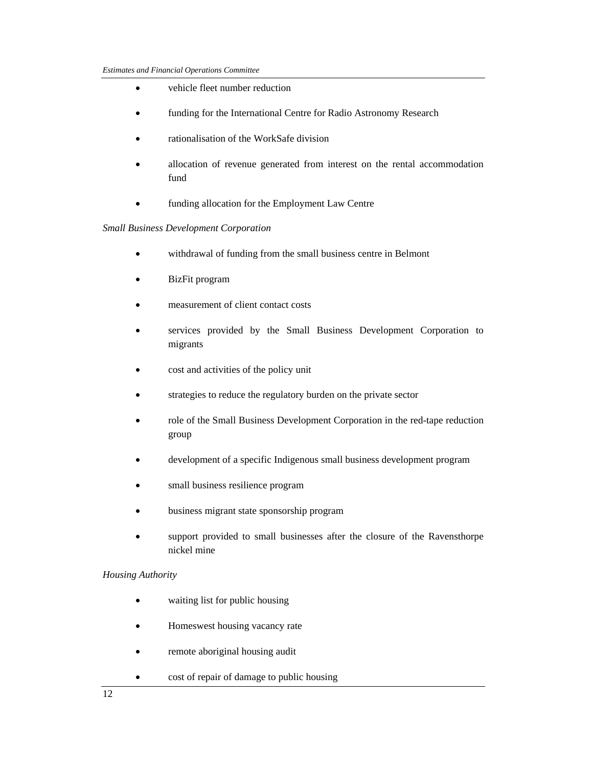- vehicle fleet number reduction
- funding for the International Centre for Radio Astronomy Research
- rationalisation of the WorkSafe division
- allocation of revenue generated from interest on the rental accommodation fund
- funding allocation for the Employment Law Centre

*Small Business Development Corporation*

- withdrawal of funding from the small business centre in Belmont
- BizFit program
- measurement of client contact costs
- services provided by the Small Business Development Corporation to migrants
- cost and activities of the policy unit
- strategies to reduce the regulatory burden on the private sector
- role of the Small Business Development Corporation in the red-tape reduction group
- development of a specific Indigenous small business development program
- small business resilience program
- business migrant state sponsorship program
- support provided to small businesses after the closure of the Ravensthorpe nickel mine

*Housing Authority*

- waiting list for public housing
- Homeswest housing vacancy rate
- remote aboriginal housing audit
- cost of repair of damage to public housing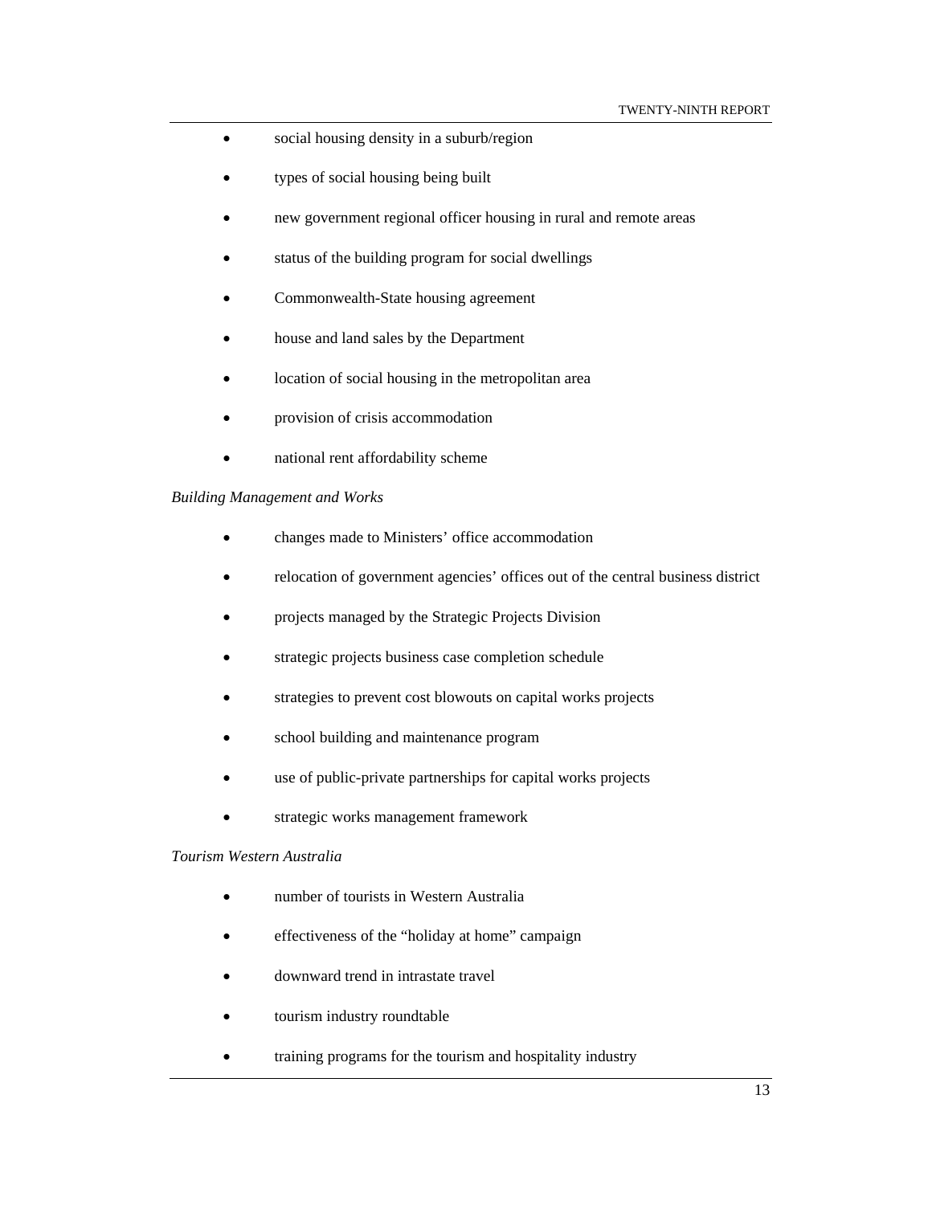- social housing density in a suburb/region
- types of social housing being built
- new government regional officer housing in rural and remote areas
- status of the building program for social dwellings
- Commonwealth-State housing agreement
- house and land sales by the Department
- location of social housing in the metropolitan area
- provision of crisis accommodation
- national rent affordability scheme

*Building Management and Works*

- changes made to Ministers' office accommodation
- relocation of government agencies' offices out of the central business district
- projects managed by the Strategic Projects Division
- strategic projects business case completion schedule
- strategies to prevent cost blowouts on capital works projects
- school building and maintenance program
- use of public-private partnerships for capital works projects
- strategic works management framework

*Tourism Western Australia*

- number of tourists in Western Australia
- effectiveness of the "holiday at home" campaign
- downward trend in intrastate travel
- tourism industry roundtable
- training programs for the tourism and hospitality industry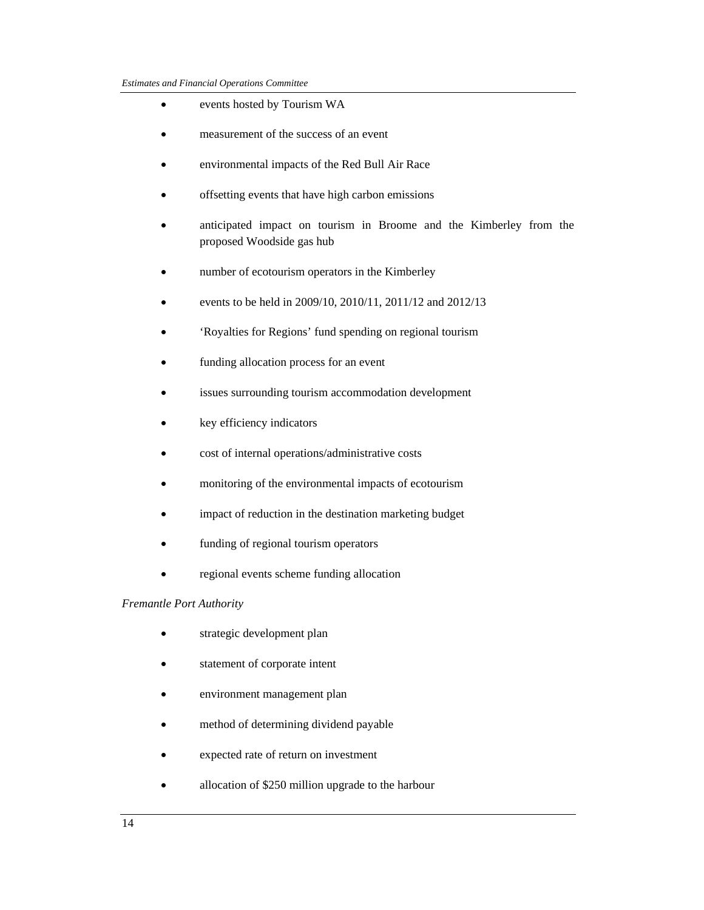- events hosted by Tourism WA
- measurement of the success of an event
- environmental impacts of the Red Bull Air Race
- offsetting events that have high carbon emissions
- anticipated impact on tourism in Broome and the Kimberley from the proposed Woodside gas hub
- number of ecotourism operators in the Kimberley
- events to be held in 2009/10, 2010/11, 2011/12 and 2012/13
- 'Royalties for Regions' fund spending on regional tourism
- funding allocation process for an event
- issues surrounding tourism accommodation development
- key efficiency indicators
- cost of internal operations/administrative costs
- monitoring of the environmental impacts of ecotourism
- impact of reduction in the destination marketing budget
- funding of regional tourism operators
- regional events scheme funding allocation

*Fremantle Port Authority*

- strategic development plan
- statement of corporate intent
- environment management plan
- method of determining dividend payable
- expected rate of return on investment
- allocation of $250 million upgrade to the harbour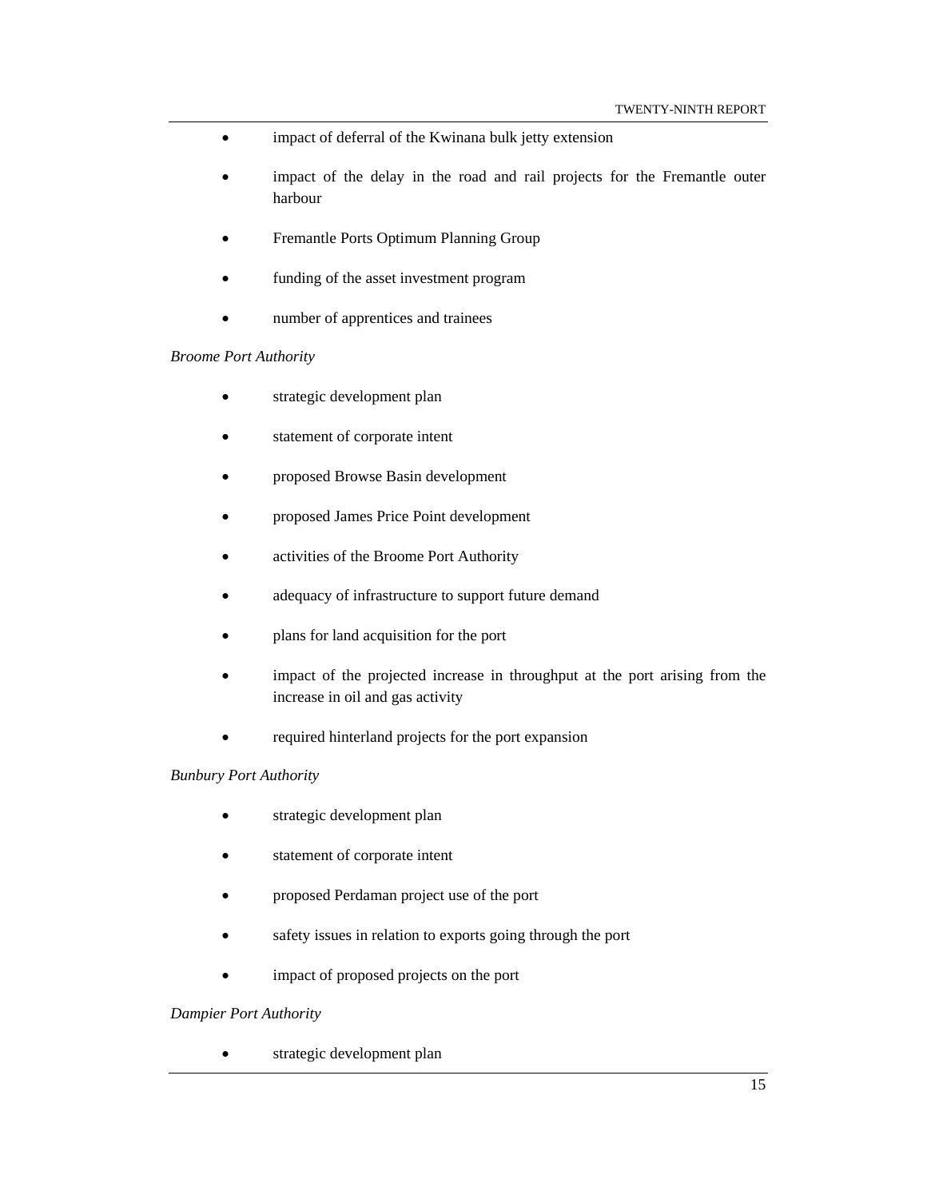- impact of deferral of the Kwinana bulk jetty extension
- impact of the delay in the road and rail projects for the Fremantle outer harbour
- Fremantle Ports Optimum Planning Group
- funding of the asset investment program
- number of apprentices and trainees

*Broome Port Authority*

- strategic development plan
- statement of corporate intent
- proposed Browse Basin development
- proposed James Price Point development
- activities of the Broome Port Authority
- adequacy of infrastructure to support future demand
- plans for land acquisition for the port
- impact of the projected increase in throughput at the port arising from the increase in oil and gas activity
- required hinterland projects for the port expansion

*Bunbury Port Authority*

- strategic development plan
- statement of corporate intent
- proposed Perdaman project use of the port
- safety issues in relation to exports going through the port
- impact of proposed projects on the port

*Dampier Port Authority*

- strategic development plan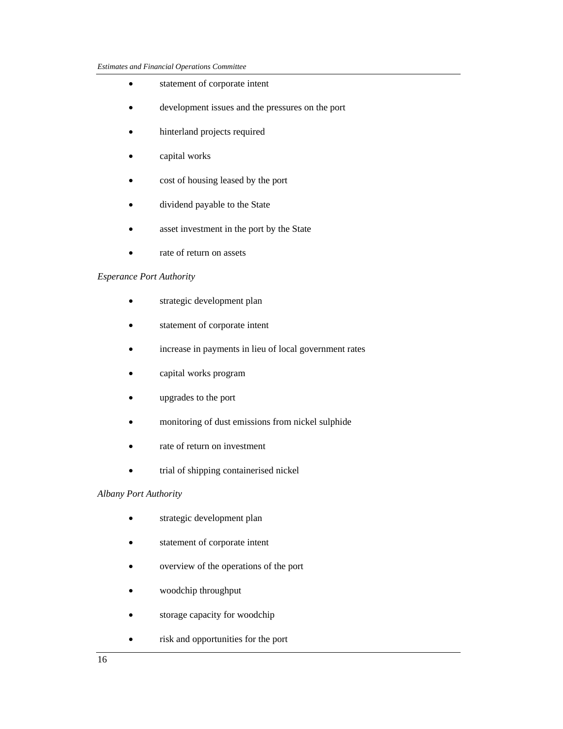- statement of corporate intent
- development issues and the pressures on the port
- hinterland projects required
- capital works
- cost of housing leased by the port
- dividend payable to the State
- asset investment in the port by the State
- rate of return on assets

*Esperance Port Authority*

- strategic development plan
- statement of corporate intent
- increase in payments in lieu of local government rates
- capital works program
- upgrades to the port
- monitoring of dust emissions from nickel sulphide
- rate of return on investment
- trial of shipping containerised nickel

*Albany Port Authority*

- strategic development plan
- statement of corporate intent
- overview of the operations of the port
- woodchip throughput
- storage capacity for woodchip
- risk and opportunities for the port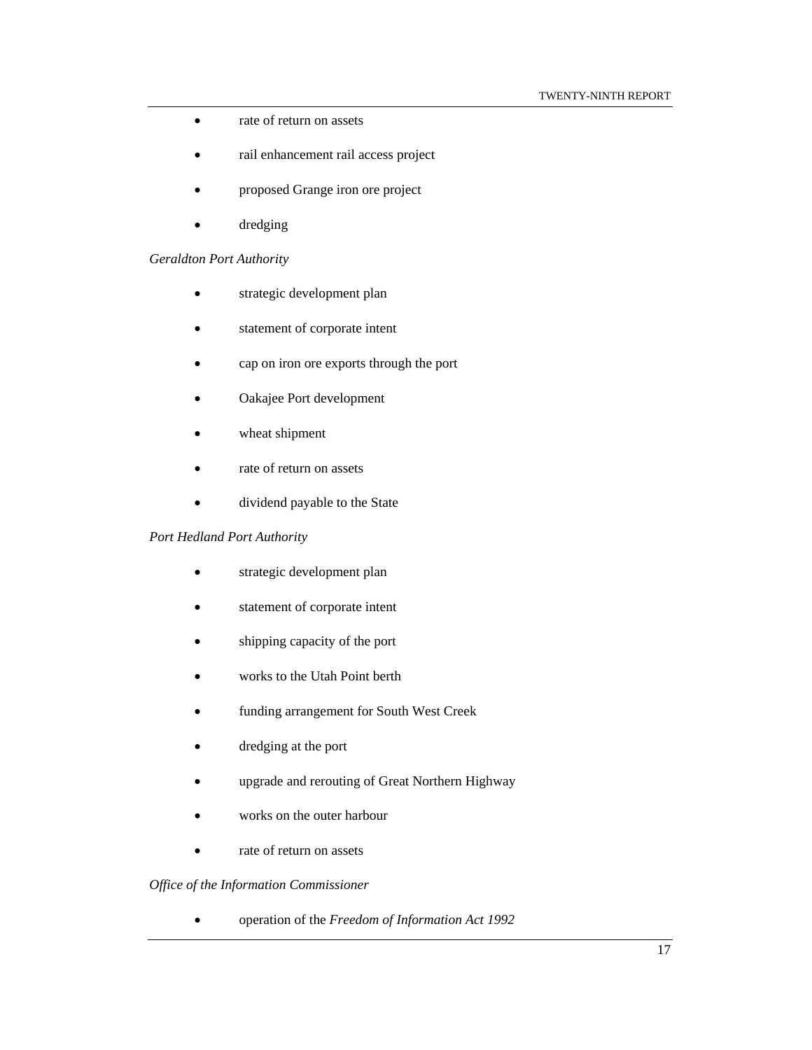- rate of return on assets
- rail enhancement rail access project
- proposed Grange iron ore project
- dredging

*Geraldton Port Authority*

- strategic development plan
- statement of corporate intent
- cap on iron ore exports through the port
- Oakajee Port development
- wheat shipment
- rate of return on assets
- dividend payable to the State

*Port Hedland Port Authority*

- strategic development plan
- statement of corporate intent
- shipping capacity of the port
- works to the Utah Point berth
- funding arrangement for South West Creek
- dredging at the port
- upgrade and rerouting of Great Northern Highway
- works on the outer harbour
- rate of return on assets

*Office of the Information Commissioner*

- operation of the *Freedom of Information Act 1992*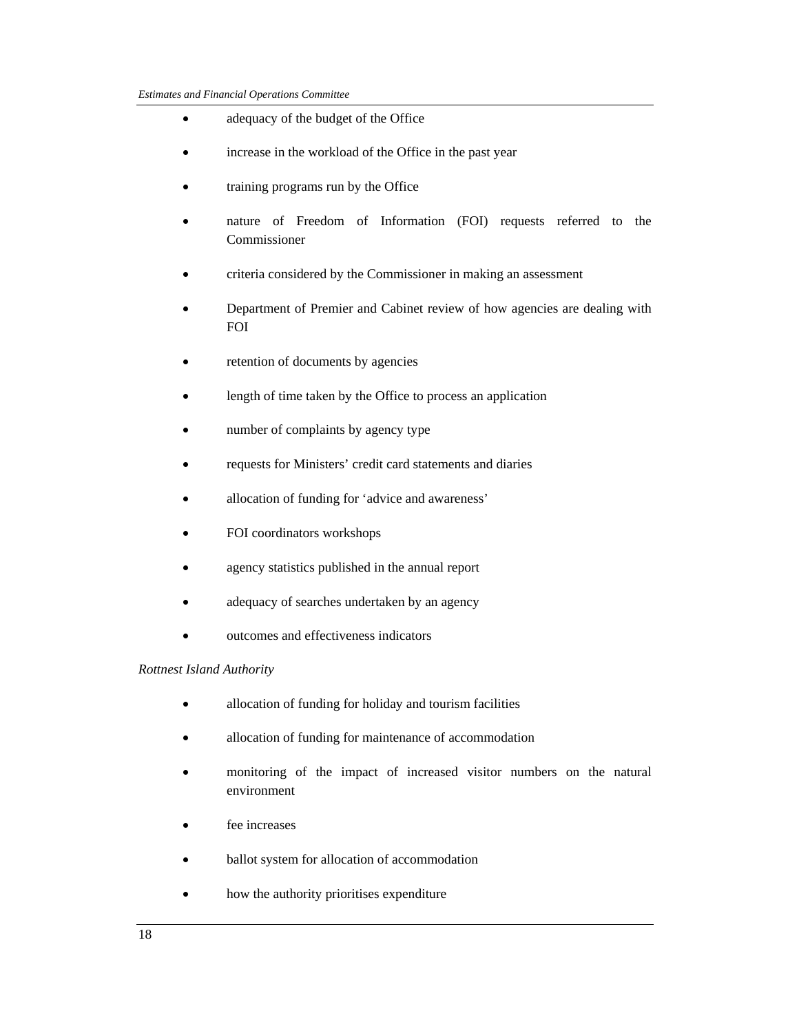- adequacy of the budget of the Office
- increase in the workload of the Office in the past year
- training programs run by the Office
- nature of Freedom of Information (FOI) requests referred to the Commissioner
- criteria considered by the Commissioner in making an assessment
- Department of Premier and Cabinet review of how agencies are dealing with FOI
- retention of documents by agencies
- length of time taken by the Office to process an application
- number of complaints by agency type
- requests for Ministers' credit card statements and diaries
- allocation of funding for 'advice and awareness'
- FOI coordinators workshops
- agency statistics published in the annual report
- adequacy of searches undertaken by an agency
- outcomes and effectiveness indicators

*Rottnest Island Authority*

- allocation of funding for holiday and tourism facilities
- allocation of funding for maintenance of accommodation
- monitoring of the impact of increased visitor numbers on the natural environment
- fee increases
- ballot system for allocation of accommodation
- how the authority prioritises expenditure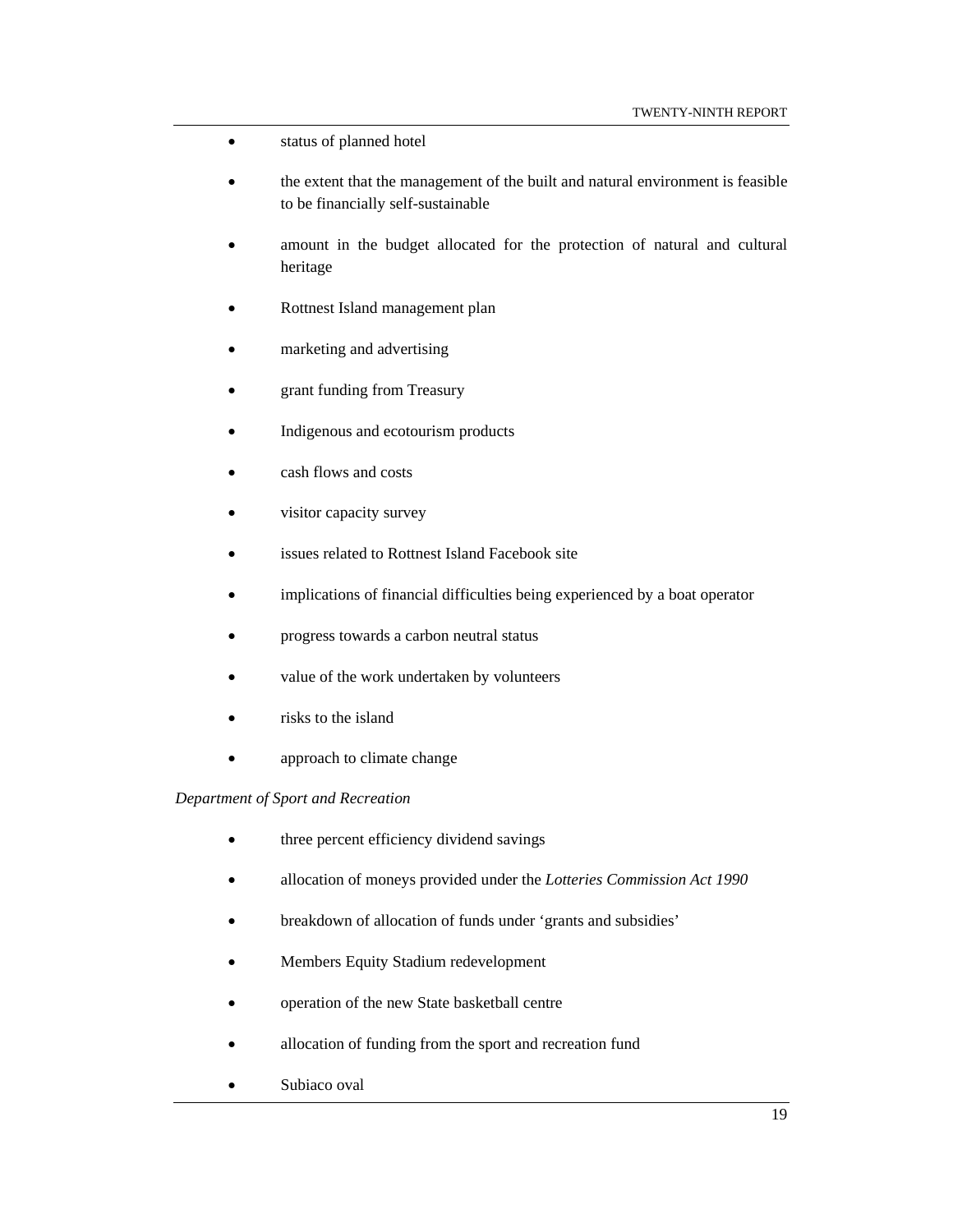- status of planned hotel
- the extent that the management of the built and natural environment is feasible to be financially self-sustainable
- amount in the budget allocated for the protection of natural and cultural heritage
- Rottnest Island management plan
- marketing and advertising
- grant funding from Treasury
- Indigenous and ecotourism products
- cash flows and costs
- visitor capacity survey
- issues related to Rottnest Island Facebook site
- implications of financial difficulties being experienced by a boat operator
- progress towards a carbon neutral status
- value of the work undertaken by volunteers
- risks to the island
- approach to climate change

*Department of Sport and Recreation*

- three percent efficiency dividend savings
- allocation of moneys provided under the *Lotteries Commission Act 1990*
- breakdown of allocation of funds under 'grants and subsidies'
- Members Equity Stadium redevelopment
- operation of the new State basketball centre
- allocation of funding from the sport and recreation fund
- Subiaco oval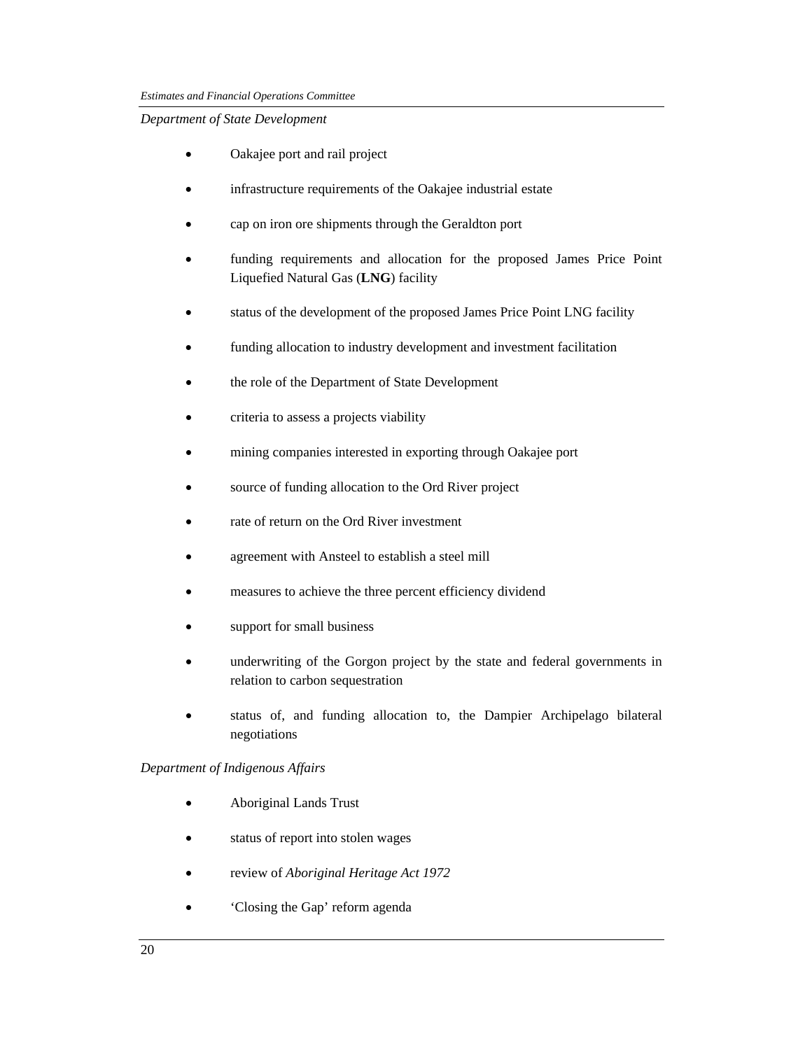*Department of State Development*

- Oakajee port and rail project
- infrastructure requirements of the Oakajee industrial estate
- cap on iron ore shipments through the Geraldton port
- funding requirements and allocation for the proposed James Price Point Liquefied Natural Gas (**LNG**) facility
- status of the development of the proposed James Price Point LNG facility
- funding allocation to industry development and investment facilitation
- the role of the Department of State Development
- criteria to assess a projects viability
- mining companies interested in exporting through Oakajee port
- source of funding allocation to the Ord River project
- rate of return on the Ord River investment
- agreement with Ansteel to establish a steel mill
- measures to achieve the three percent efficiency dividend
- support for small business
- underwriting of the Gorgon project by the state and federal governments in relation to carbon sequestration
- status of, and funding allocation to, the Dampier Archipelago bilateral negotiations

*Department of Indigenous Affairs*

- Aboriginal Lands Trust
- status of report into stolen wages
- review of *Aboriginal Heritage Act 1972*
- 'Closing the Gap' reform agenda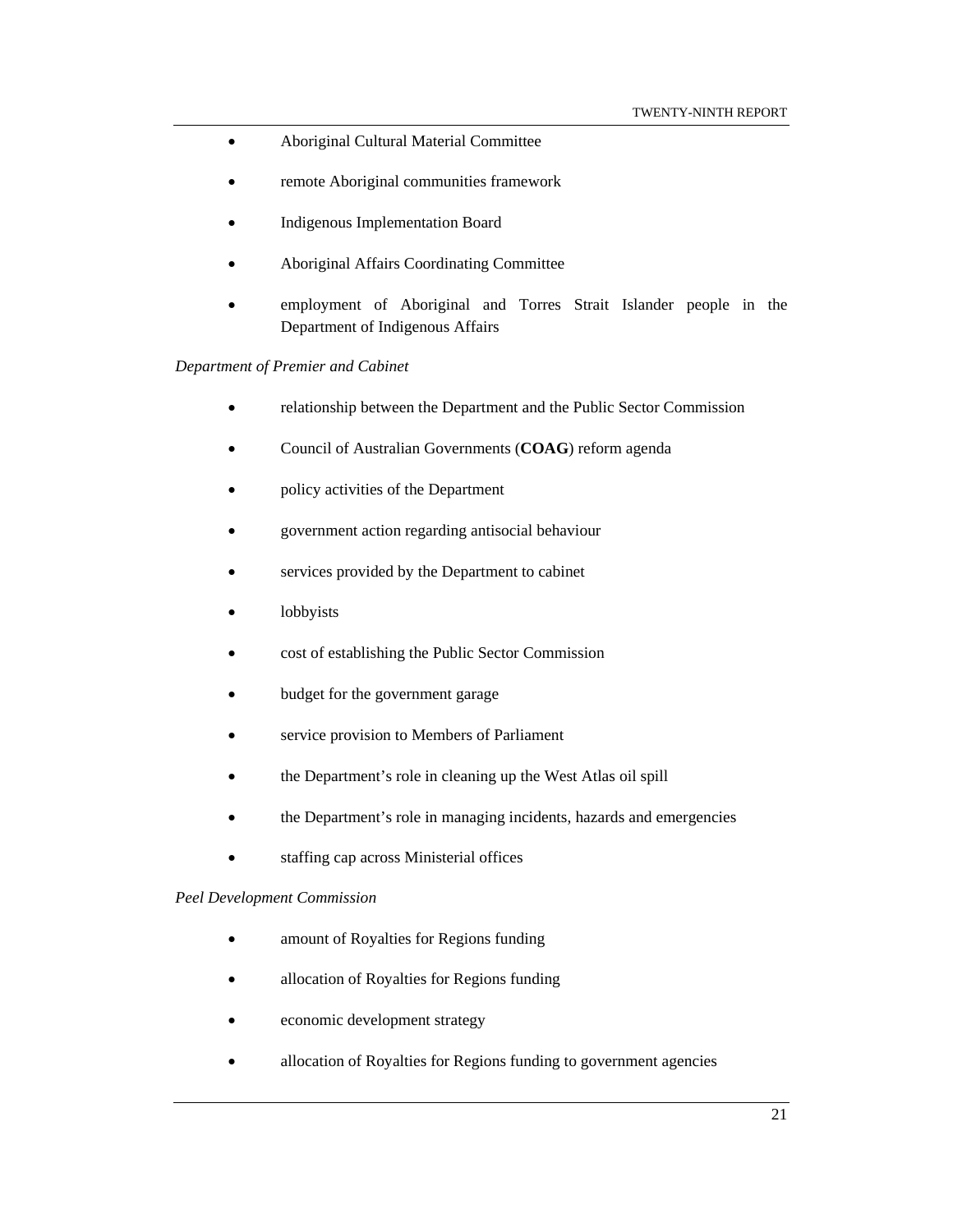- Aboriginal Cultural Material Committee
- remote Aboriginal communities framework
- Indigenous Implementation Board
- Aboriginal Affairs Coordinating Committee
- employment of Aboriginal and Torres Strait Islander people in the Department of Indigenous Affairs

*Department of Premier and Cabinet*

- relationship between the Department and the Public Sector Commission
- Council of Australian Governments (**COAG**) reform agenda
- policy activities of the Department
- government action regarding antisocial behaviour
- services provided by the Department to cabinet
- lobbyists
- cost of establishing the Public Sector Commission
- budget for the government garage
- service provision to Members of Parliament
- the Department's role in cleaning up the West Atlas oil spill
- the Department's role in managing incidents, hazards and emergencies
- staffing cap across Ministerial offices

*Peel Development Commission*

- amount of Royalties for Regions funding
- allocation of Royalties for Regions funding
- economic development strategy
- allocation of Royalties for Regions funding to government agencies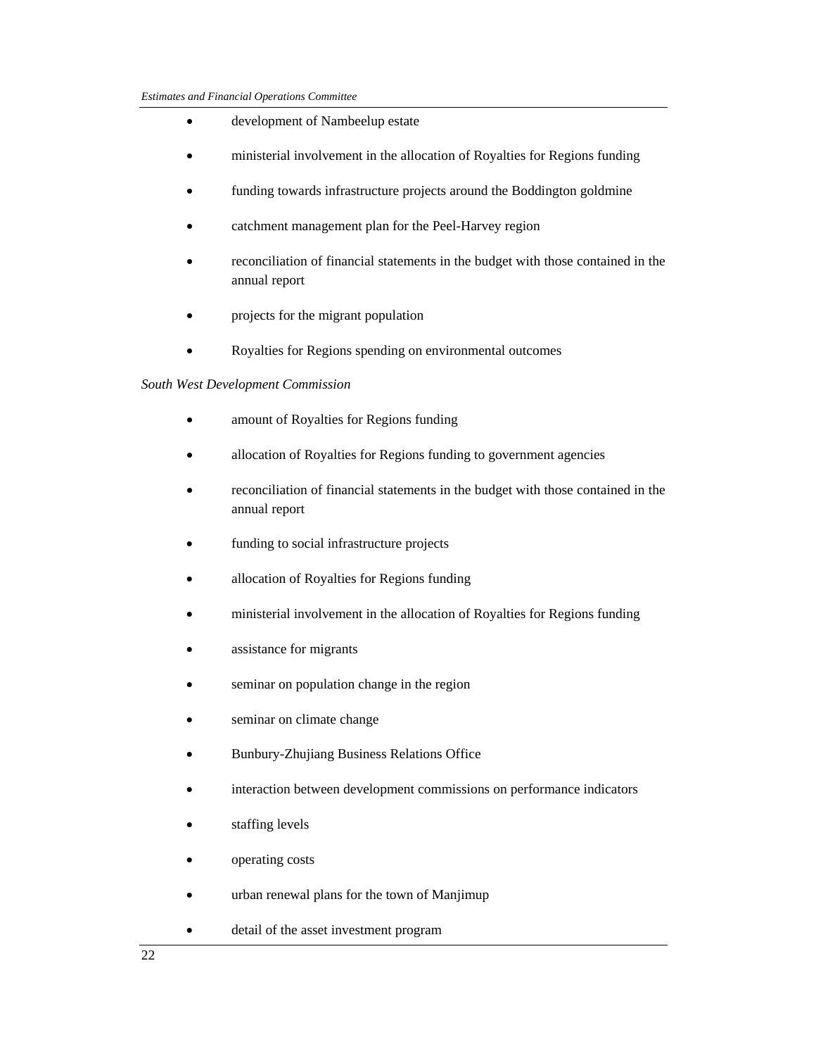- development of Nambeelup estate
- ministerial involvement in the allocation of Royalties for Regions funding
- funding towards infrastructure projects around the Boddington goldmine
- catchment management plan for the Peel-Harvey region
- reconciliation of financial statements in the budget with those contained in the annual report
- projects for the migrant population
- Royalties for Regions spending on environmental outcomes

*South West Development Commission*

- amount of Royalties for Regions funding
- allocation of Royalties for Regions funding to government agencies
- reconciliation of financial statements in the budget with those contained in the annual report
- funding to social infrastructure projects
- allocation of Royalties for Regions funding
- ministerial involvement in the allocation of Royalties for Regions funding
- assistance for migrants
- seminar on population change in the region
- seminar on climate change
- Bunbury-Zhujiang Business Relations Office
- interaction between development commissions on performance indicators
- staffing levels
- operating costs
- urban renewal plans for the town of Manjimup
- detail of the asset investment program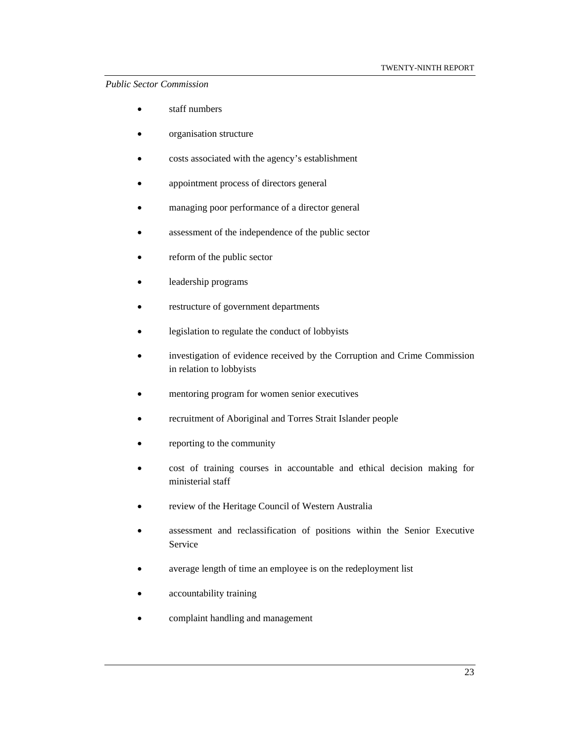*Public Sector Commission*

- staff numbers
- organisation structure
- costs associated with the agency's establishment
- appointment process of directors general
- managing poor performance of a director general
- assessment of the independence of the public sector
- reform of the public sector
- leadership programs
- restructure of government departments
- legislation to regulate the conduct of lobbyists
- investigation of evidence received by the Corruption and Crime Commission in relation to lobbyists
- mentoring program for women senior executives
- recruitment of Aboriginal and Torres Strait Islander people
- reporting to the community
- cost of training courses in accountable and ethical decision making for ministerial staff
- review of the Heritage Council of Western Australia
- assessment and reclassification of positions within the Senior Executive Service
- average length of time an employee is on the redeployment list
- accountability training
- complaint handling and management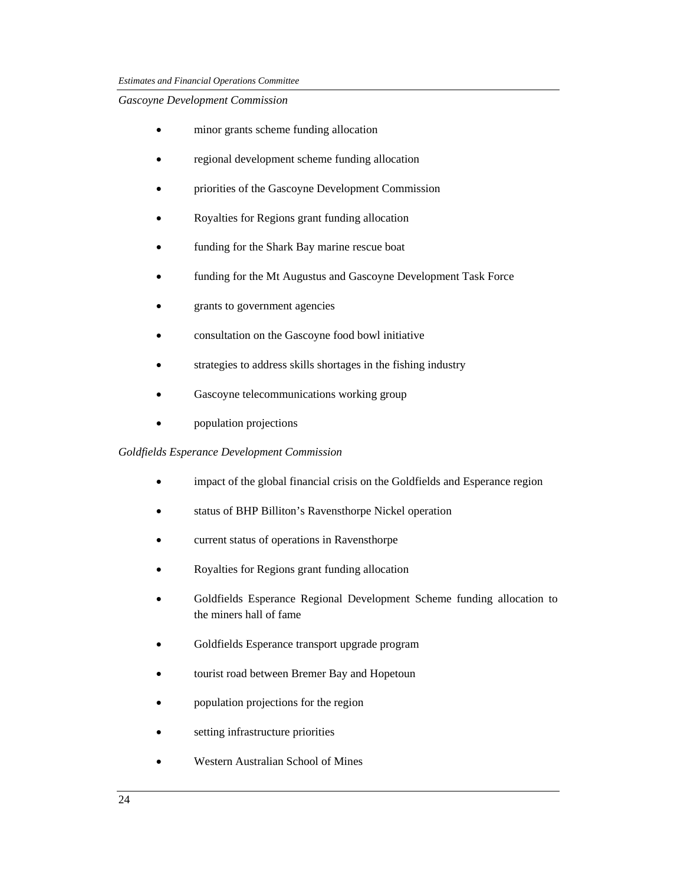*Gascoyne Development Commission*

- minor grants scheme funding allocation
- regional development scheme funding allocation
- priorities of the Gascoyne Development Commission
- Royalties for Regions grant funding allocation
- funding for the Shark Bay marine rescue boat
- funding for the Mt Augustus and Gascoyne Development Task Force
- grants to government agencies
- consultation on the Gascoyne food bowl initiative
- strategies to address skills shortages in the fishing industry
- Gascoyne telecommunications working group
- population projections

*Goldfields Esperance Development Commission*

- impact of the global financial crisis on the Goldfields and Esperance region
- status of BHP Billiton's Ravensthorpe Nickel operation
- current status of operations in Ravensthorpe
- Royalties for Regions grant funding allocation
- Goldfields Esperance Regional Development Scheme funding allocation to the miners hall of fame
- Goldfields Esperance transport upgrade program
- tourist road between Bremer Bay and Hopetoun
- population projections for the region
- setting infrastructure priorities
- Western Australian School of Mines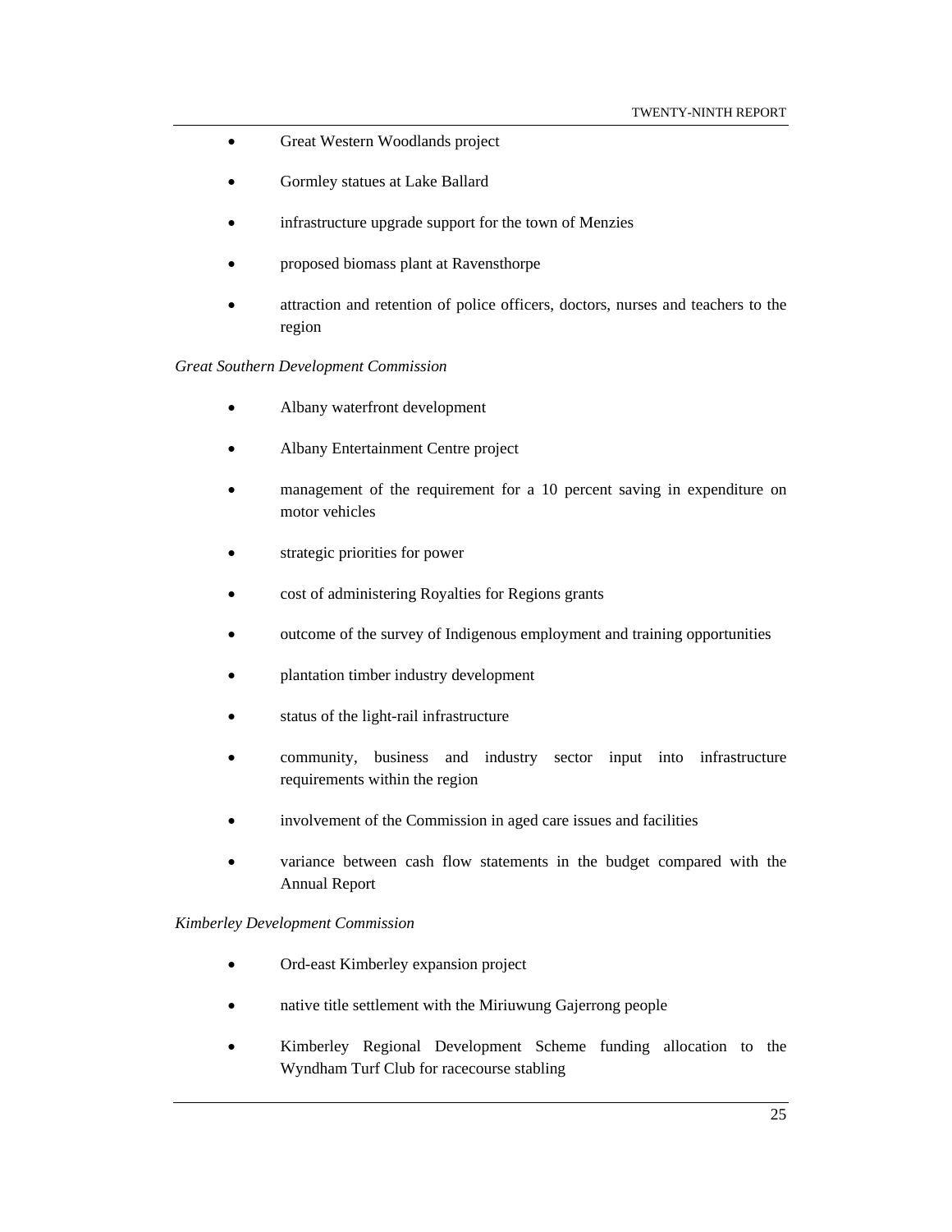- Great Western Woodlands project
- Gormley statues at Lake Ballard
- infrastructure upgrade support for the town of Menzies
- proposed biomass plant at Ravensthorpe
- attraction and retention of police officers, doctors, nurses and teachers to the region

*Great Southern Development Commission*

- Albany waterfront development
- Albany Entertainment Centre project
- management of the requirement for a 10 percent saving in expenditure on motor vehicles
- strategic priorities for power
- cost of administering Royalties for Regions grants
- outcome of the survey of Indigenous employment and training opportunities
- plantation timber industry development
- status of the light-rail infrastructure
- community, business and industry sector input into infrastructure requirements within the region
- involvement of the Commission in aged care issues and facilities
- variance between cash flow statements in the budget compared with the Annual Report

*Kimberley Development Commission*

- Ord-east Kimberley expansion project
- native title settlement with the Miriuwung Gajerrong people
- Kimberley Regional Development Scheme funding allocation to the Wyndham Turf Club for racecourse stabling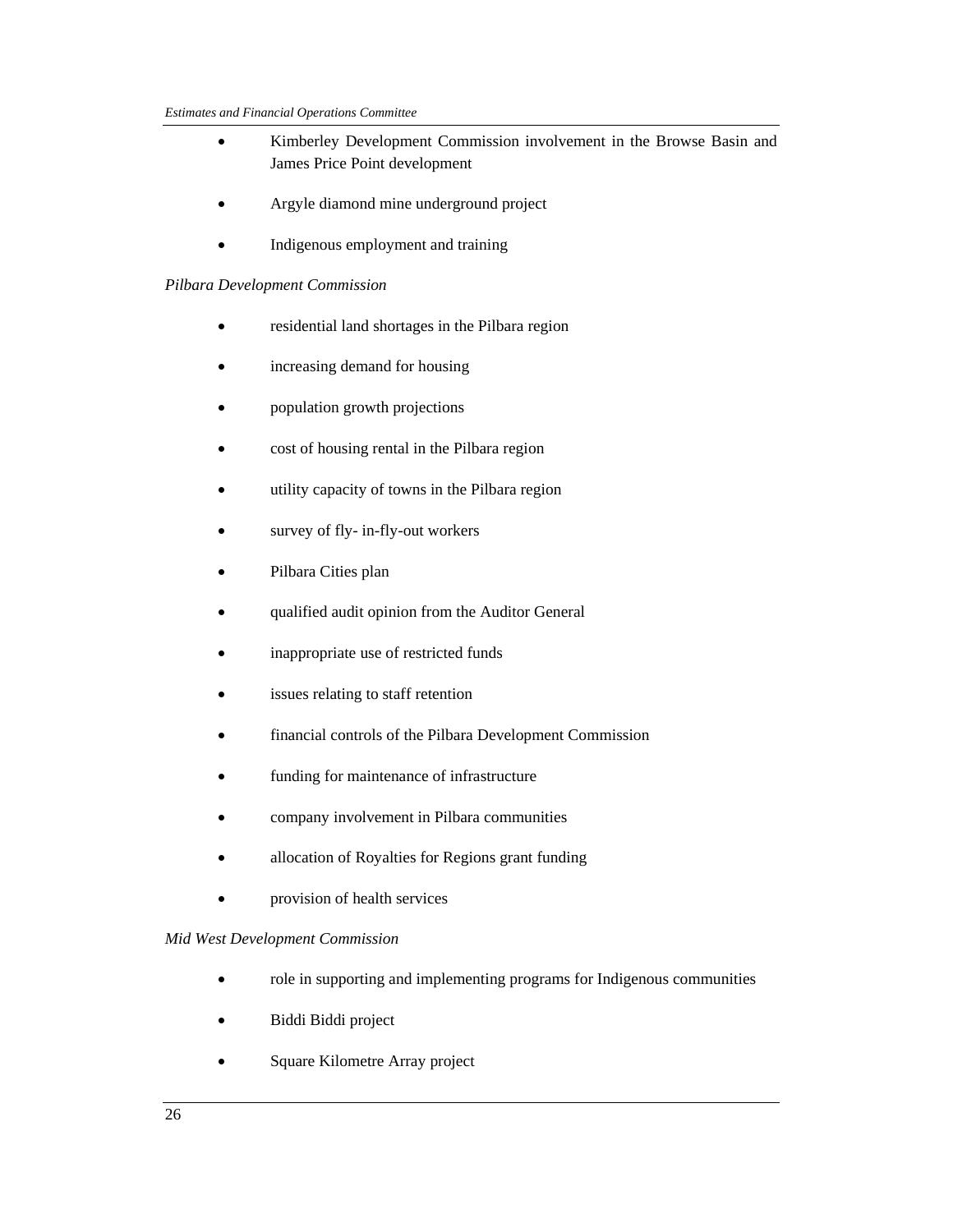- Kimberley Development Commission involvement in the Browse Basin and James Price Point development
- Argyle diamond mine underground project
- Indigenous employment and training

*Pilbara Development Commission*

- residential land shortages in the Pilbara region
- increasing demand for housing
- population growth projections
- cost of housing rental in the Pilbara region
- utility capacity of towns in the Pilbara region
- survey of fly- in-fly-out workers
- Pilbara Cities plan
- qualified audit opinion from the Auditor General
- inappropriate use of restricted funds
- issues relating to staff retention
- financial controls of the Pilbara Development Commission
- funding for maintenance of infrastructure
- company involvement in Pilbara communities
- allocation of Royalties for Regions grant funding
- provision of health services

*Mid West Development Commission*

- role in supporting and implementing programs for Indigenous communities
- Biddi Biddi project
- Square Kilometre Array project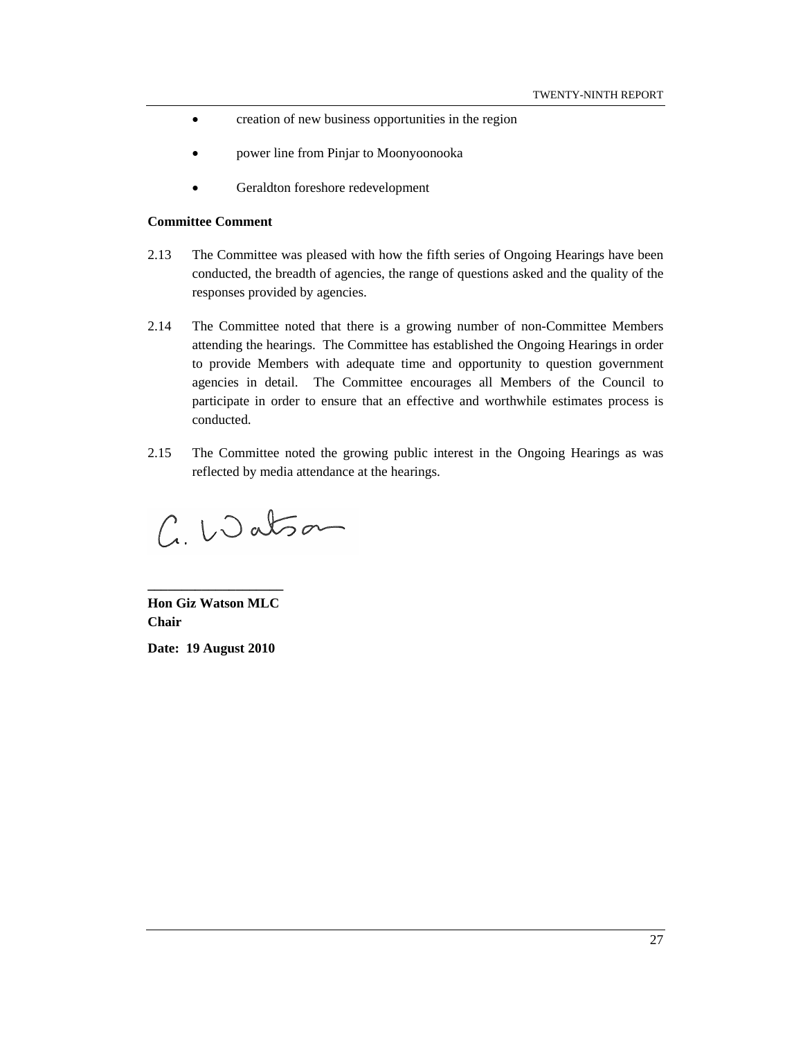- creation of new business opportunities in the region
- power line from Pinjar to Moonyoonooka
- Geraldton foreshore redevelopment

**Committee Comment**

2.13 The Committee was pleased with how the fifth series of Ongoing Hearings have been conducted, the breadth of agencies, the range of questions asked and the quality of the responses provided by agencies.

2.14 The Committee noted that there is a growing number of non-Committee Members attending the hearings. The Committee has established the Ongoing Hearings in order to provide Members with adequate time and opportunity to question government agencies in detail. The Committee encourages all Members of the Council to participate in order to ensure that an effective and worthwhile estimates process is conducted.

2.15 The Committee noted the growing public interest in the Ongoing Hearings as was reflected by media attendance at the hearings.

G. Watson

___________________

**Hon Giz Watson MLC**
**Chair**

**Date: 19 August 2010**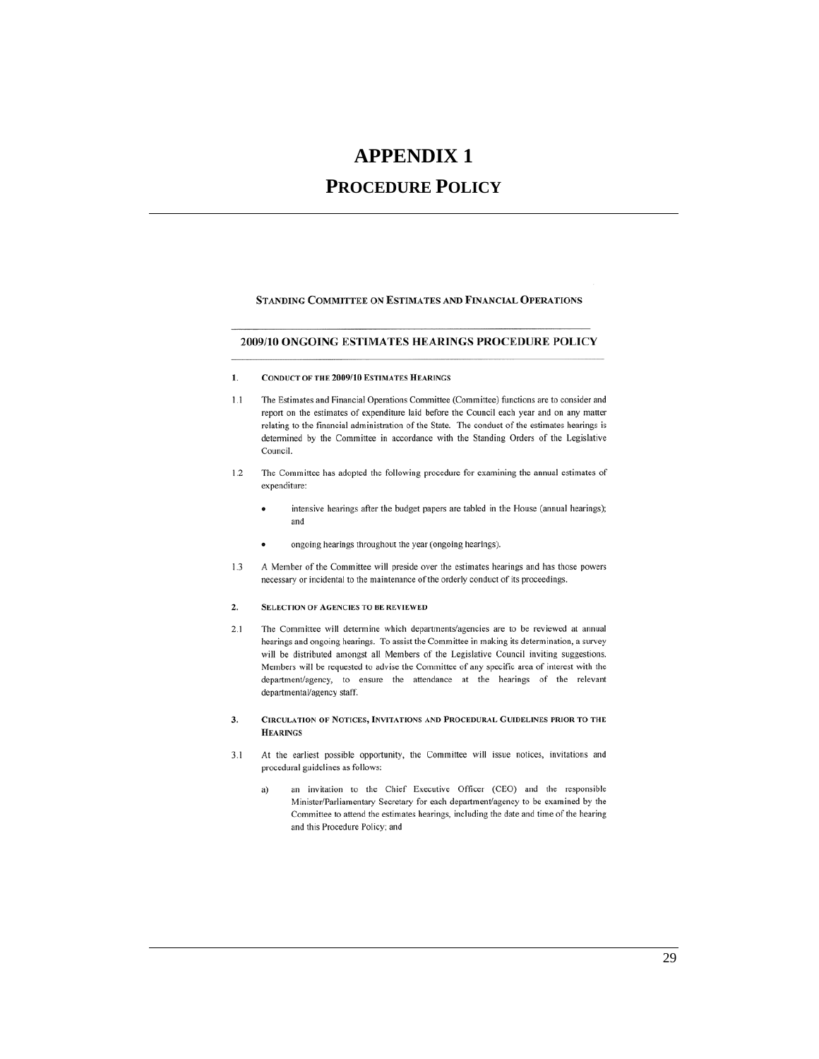# APPENDIX 1

## PROCEDURE POLICY

**STANDING COMMITTEE ON ESTIMATES AND FINANCIAL OPERATIONS**

**2009/10 ONGOING ESTIMATES HEARINGS PROCEDURE POLICY**

### 1. CONDUCT OF THE 2009/10 ESTIMATES HEARINGS

1.1 The Estimates and Financial Operations Committee (Committee) functions are to consider and report on the estimates of expenditure laid before the Council each year and on any matter relating to the financial administration of the State. The conduct of the estimates hearings is determined by the Committee in accordance with the Standing Orders of the Legislative Council.

1.2 The Committee has adopted the following procedure for examining the annual estimates of expenditure:

- intensive hearings after the budget papers are tabled in the House (annual hearings); and
- ongoing hearings throughout the year (ongoing hearings).

1.3 A Member of the Committee will preside over the estimates hearings and has those powers necessary or incidental to the maintenance of the orderly conduct of its proceedings.

### 2. SELECTION OF AGENCIES TO BE REVIEWED

2.1 The Committee will determine which departments/agencies are to be reviewed at annual hearings and ongoing hearings. To assist the Committee in making its determination, a survey will be distributed amongst all Members of the Legislative Council inviting suggestions. Members will be requested to advise the Committee of any specific area of interest with the department/agency, to ensure the attendance at the hearings of the relevant departmental/agency staff.

### 3. CIRCULATION OF NOTICES, INVITATIONS AND PROCEDURAL GUIDELINES PRIOR TO THE HEARINGS

3.1 At the earliest possible opportunity, the Committee will issue notices, invitations and procedural guidelines as follows:

a) an invitation to the Chief Executive Officer (CEO) and the responsible Minister/Parliamentary Secretary for each department/agency to be examined by the Committee to attend the estimates hearings, including the date and time of the hearing and this Procedure Policy; and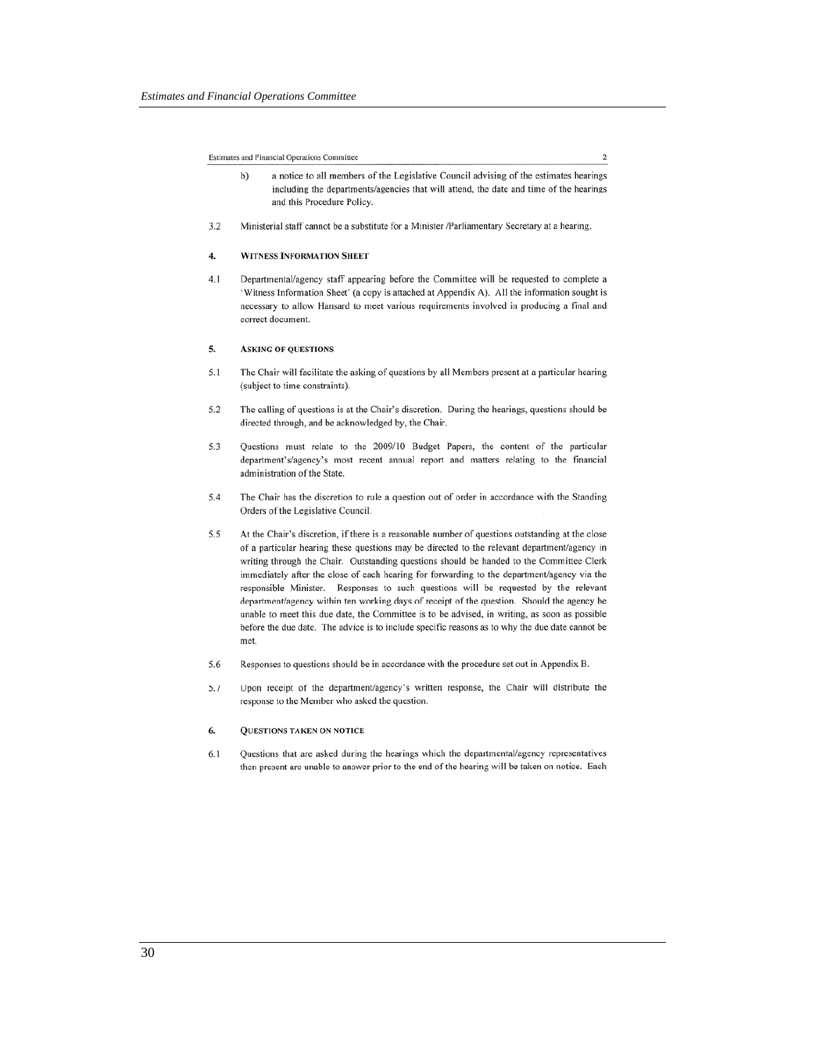b) a notice to all members of the Legislative Council advising of the estimates hearings including the departments/agencies that will attend, the date and time of the hearings and this Procedure Policy.

3.2 Ministerial staff cannot be a substitute for a Minister /Parliamentary Secretary at a hearing.

### 4. WITNESS INFORMATION SHEET

4.1 Departmental/agency staff appearing before the Committee will be requested to complete a 'Witness Information Sheet' (a copy is attached at Appendix A). All the information sought is necessary to allow Hansard to meet various requirements involved in producing a final and correct document.

### 5. ASKING OF QUESTIONS

5.1 The Chair will facilitate the asking of questions by all Members present at a particular hearing (subject to time constraints).

5.2 The calling of questions is at the Chair's discretion. During the hearings, questions should be directed through, and be acknowledged by, the Chair.

5.3 Questions must relate to the 2009/10 Budget Papers, the content of the particular department's/agency's most recent annual report and matters relating to the financial administration of the State.

5.4 The Chair has the discretion to rule a question out of order in accordance with the Standing Orders of the Legislative Council.

5.5 At the Chair's discretion, if there is a reasonable number of questions outstanding at the close of a particular hearing these questions may be directed to the relevant department/agency in writing through the Chair. Outstanding questions should be handed to the Committee Clerk immediately after the close of each hearing for forwarding to the department/agency via the responsible Minister. Responses to such questions will be requested by the relevant department/agency within ten working days of receipt of the question. Should the agency be unable to meet this due date, the Committee is to be advised, in writing, as soon as possible before the due date. The advice is to include specific reasons as to why the due date cannot be met.

5.6 Responses to questions should be in accordance with the procedure set out in Appendix B.

5.7 Upon receipt of the department/agency's written response, the Chair will distribute the response to the Member who asked the question.

### 6. QUESTIONS TAKEN ON NOTICE

6.1 Questions that are asked during the hearings which the departmental/agency representatives then present are unable to answer prior to the end of the hearing will be taken on notice. Each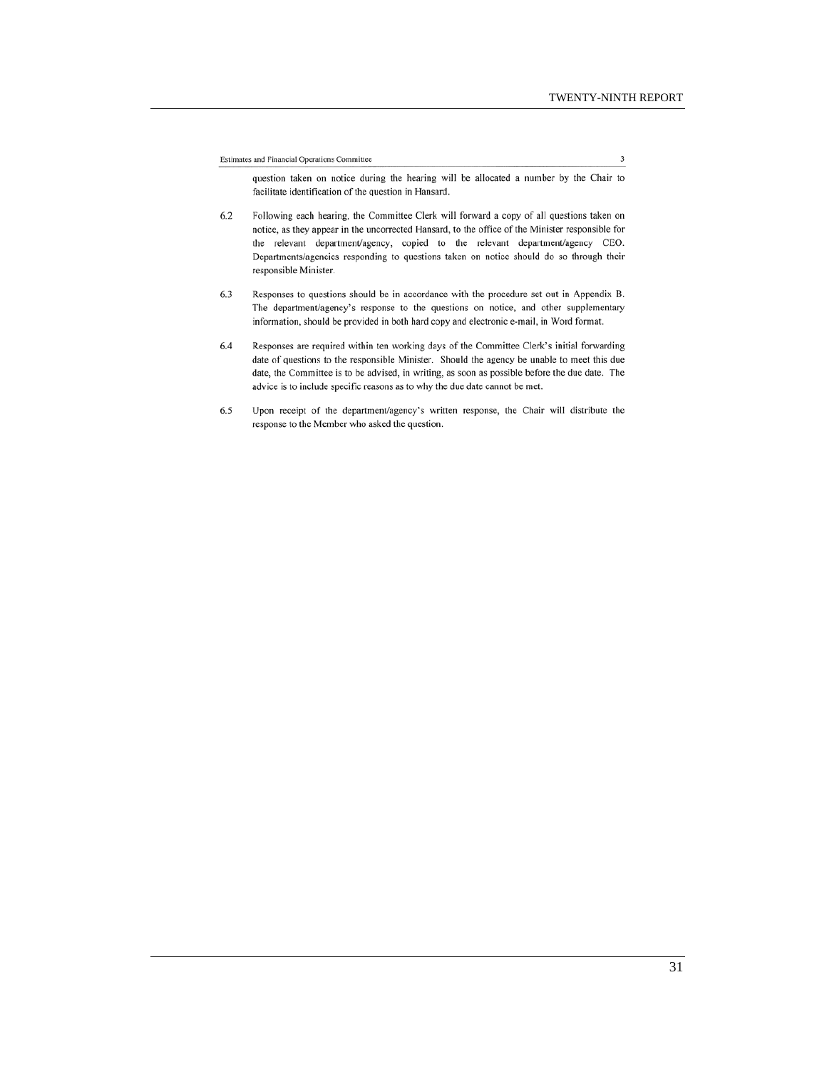question taken on notice during the hearing will be allocated a number by the Chair to facilitate identification of the question in Hansard.

6.2 Following each hearing, the Committee Clerk will forward a copy of all questions taken on notice, as they appear in the uncorrected Hansard, to the office of the Minister responsible for the relevant department/agency, copied to the relevant department/agency CEO. Departments/agencies responding to questions taken on notice should do so through their responsible Minister.

6.3 Responses to questions should be in accordance with the procedure set out in Appendix B. The department/agency's response to the questions on notice, and other supplementary information, should be provided in both hard copy and electronic e-mail, in Word format.

6.4 Responses are required within ten working days of the Committee Clerk's initial forwarding date of questions to the responsible Minister. Should the agency be unable to meet this due date, the Committee is to be advised, in writing, as soon as possible before the due date. The advice is to include specific reasons as to why the due date cannot be met.

6.5 Upon receipt of the department/agency's written response, the Chair will distribute the response to the Member who asked the question.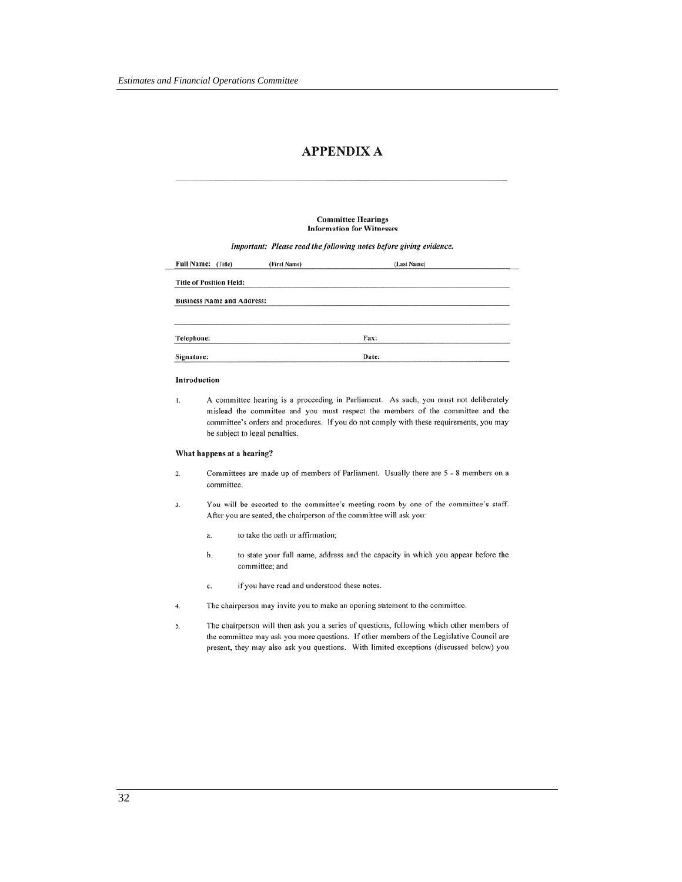# APPENDIX A

**Committee Hearings**
**Information for Witnesses**

***Important: Please read the following notes before giving evidence.***

| **Full Name:** (Title) | (First Name) | (Last Name) |
|---|---|---|
| **Title of Position Held:** | | |
| **Business Name and Address:** | | |
| | | |
| **Telephone:** | | **Fax:** |
| **Signature:** | | **Date:** |

**Introduction**

1. A committee hearing is a proceeding in Parliament. As such, you must not deliberately mislead the committee and you must respect the members of the committee and the committee's orders and procedures. If you do not comply with these requirements, you may be subject to legal penalties.

**What happens at a hearing?**

2. Committees are made up of members of Parliament. Usually there are 5 - 8 members on a committee.

3. You will be escorted to the committee's meeting room by one of the committee's staff. After you are seated, the chairperson of the committee will ask you:

   a. to take the oath or affirmation;

   b. to state your full name, address and the capacity in which you appear before the committee; and

   c. if you have read and understood these notes.

4. The chairperson may invite you to make an opening statement to the committee.

5. The chairperson will then ask you a series of questions, following which other members of the committee may ask you more questions. If other members of the Legislative Council are present, they may also ask you questions. With limited exceptions (discussed below) you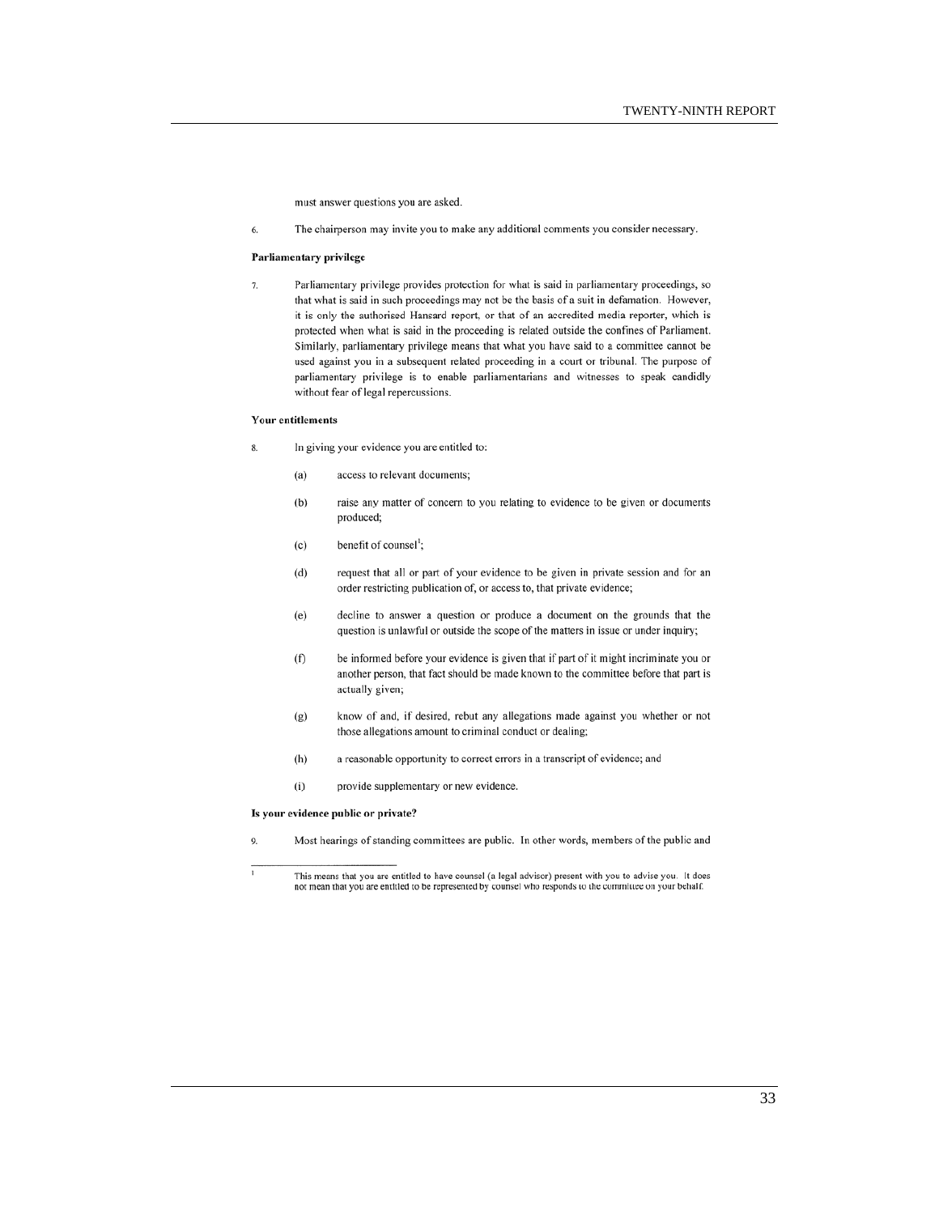must answer questions you are asked.

6. The chairperson may invite you to make any additional comments you consider necessary.

**Parliamentary privilege**

7. Parliamentary privilege provides protection for what is said in parliamentary proceedings, so that what is said in such proceedings may not be the basis of a suit in defamation. However, it is only the authorised Hansard report, or that of an accredited media reporter, which is protected when what is said in the proceeding is related outside the confines of Parliament. Similarly, parliamentary privilege means that what you have said to a committee cannot be used against you in a subsequent related proceeding in a court or tribunal. The purpose of parliamentary privilege is to enable parliamentarians and witnesses to speak candidly without fear of legal repercussions.

**Your entitlements**

8. In giving your evidence you are entitled to:

   (a) access to relevant documents;

   (b) raise any matter of concern to you relating to evidence to be given or documents produced;

   (c) benefit of counsel[1];

   (d) request that all or part of your evidence to be given in private session and for an order restricting publication of, or access to, that private evidence;

   (e) decline to answer a question or produce a document on the grounds that the question is unlawful or outside the scope of the matters in issue or under inquiry;

   (f) be informed before your evidence is given that if part of it might incriminate you or another person, that fact should be made known to the committee before that part is actually given;

   (g) know of and, if desired, rebut any allegations made against you whether or not those allegations amount to criminal conduct or dealing;

   (h) a reasonable opportunity to correct errors in a transcript of evidence; and

   (i) provide supplementary or new evidence.

**Is your evidence public or private?**

9. Most hearings of standing committees are public. In other words, members of the public and

---

[1] This means that you are entitled to have counsel (a legal advisor) present with you to advise you. It does not mean that you are entitled to be represented by counsel who responds to the committee on your behalf.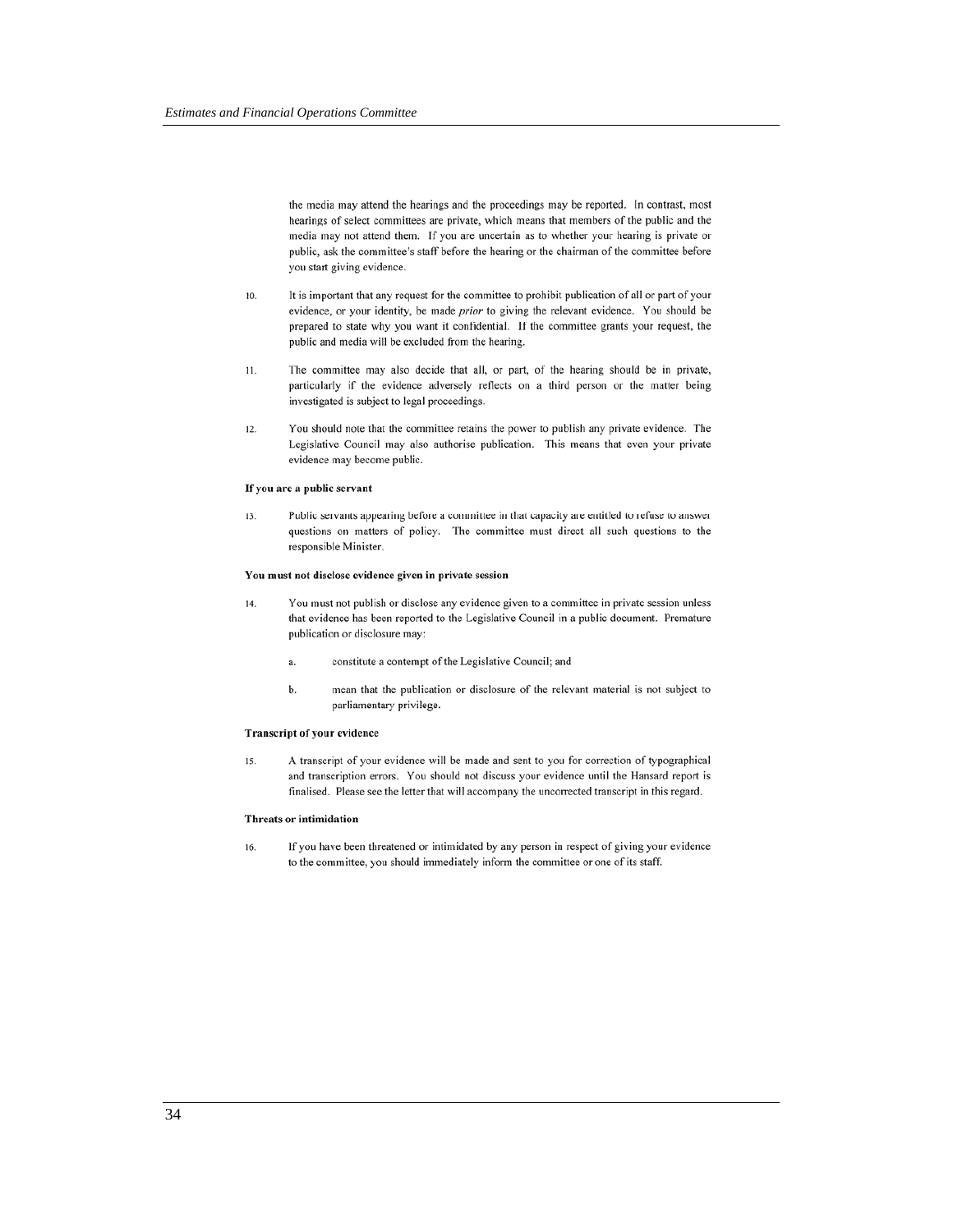the media may attend the hearings and the proceedings may be reported. In contrast, most hearings of select committees are private, which means that members of the public and the media may not attend them. If you are uncertain as to whether your hearing is private or public, ask the committee's staff before the hearing or the chairman of the committee before you start giving evidence.

10. It is important that any request for the committee to prohibit publication of all or part of your evidence, or your identity, be made *prior* to giving the relevant evidence. You should be prepared to state why you want it confidential. If the committee grants your request, the public and media will be excluded from the hearing.

11. The committee may also decide that all, or part, of the hearing should be in private, particularly if the evidence adversely reflects on a third person or the matter being investigated is subject to legal proceedings.

12. You should note that the committee retains the power to publish any private evidence. The Legislative Council may also authorise publication. This means that even your private evidence may become public.

**If you are a public servant**

13. Public servants appearing before a committee in that capacity are entitled to refuse to answer questions on matters of policy. The committee must direct all such questions to the responsible Minister.

**You must not disclose evidence given in private session**

14. You must not publish or disclose any evidence given to a committee in private session unless that evidence has been reported to the Legislative Council in a public document. Premature publication or disclosure may:

    a. constitute a contempt of the Legislative Council; and

    b. mean that the publication or disclosure of the relevant material is not subject to parliamentary privilege.

**Transcript of your evidence**

15. A transcript of your evidence will be made and sent to you for correction of typographical and transcription errors. You should not discuss your evidence until the Hansard report is finalised. Please see the letter that will accompany the uncorrected transcript in this regard.

**Threats or intimidation**

16. If you have been threatened or intimidated by any person in respect of giving your evidence to the committee, you should immediately inform the committee or one of its staff.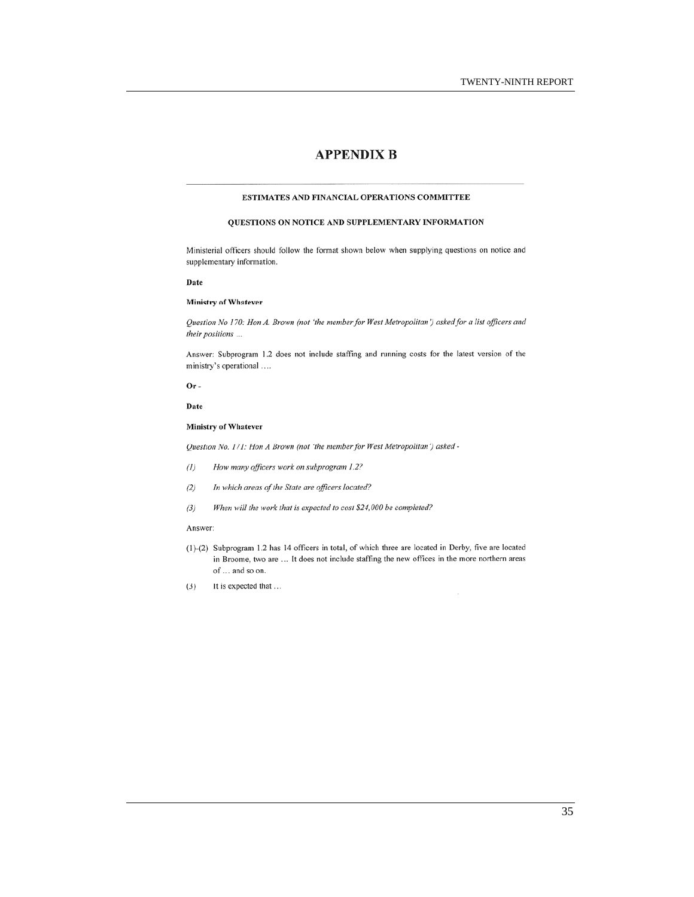# APPENDIX B

**ESTIMATES AND FINANCIAL OPERATIONS COMMITTEE**

**QUESTIONS ON NOTICE AND SUPPLEMENTARY INFORMATION**

Ministerial officers should follow the format shown below when supplying questions on notice and supplementary information.

**Date**

**Ministry of Whatever**

*Question No 170: Hon A. Brown (not 'the member for West Metropolitan') asked for a list officers and their positions ...*

Answer: Subprogram 1.2 does not include staffing and running costs for the latest version of the ministry's operational ....

**Or -**

**Date**

**Ministry of Whatever**

*Question No. 171: Hon A Brown (not 'the member for West Metropolitan') asked -*

*(1) How many officers work on subprogram 1.2?*

*(2) In which areas of the State are officers located?*

*(3) When will the work that is expected to cost $24,000 be completed?*

Answer:

(1)-(2) Subprogram 1.2 has 14 officers in total, of which three are located in Derby, five are located in Broome, two are ... It does not include staffing the new offices in the more northern areas of ... and so on.

(3) It is expected that ...